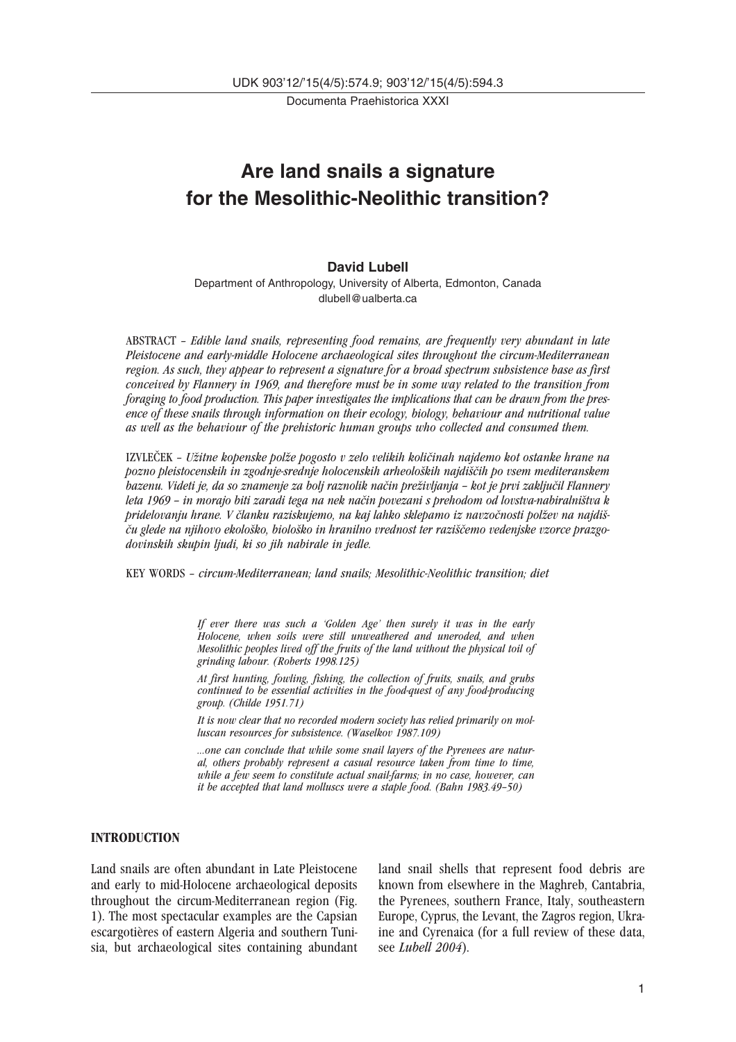UDK 903'12/'15(4/5):574.9; 903'12/'15(4/5):594.3

# Are land snails a signature for the Mesolithic-Neolithic transition?

**David Lubell**

Department of Anthropology, University of Alberta, Edmonton, Canada
dlubell@ualberta.ca

ABSTRACT – *Edible land snails, representing food remains, are frequently very abundant in late Pleistocene and early-middle Holocene archaeological sites throughout the circum-Mediterranean region. As such, they appear to represent a signature for a broad spectrum subsistence base as first conceived by Flannery in 1969, and therefore must be in some way related to the transition from foraging to food production. This paper investigates the implications that can be drawn from the presence of these snails through information on their ecology, biology, behaviour and nutritional value as well as the behaviour of the prehistoric human groups who collected and consumed them.*

IZVLEČEK – *Užitne kopenske polže pogosto v zelo velikih količinah najdemo kot ostanke hrane na pozno pleistocenskih in zgodnje-srednje holocenskih arheoloških najdiščih po vsem mediteranskem bazenu. Videti je, da so znamenje za bolj raznolik način preživljanja – kot je prvi zaključil Flannery leta 1969 – in morajo biti zaradi tega na nek način povezani s prehodom od lovstva-nabiralništva k pridelovanju hrane. V članku raziskujemo, na kaj lahko sklepamo iz navzočnosti polžev na najdišču glede na njihovo ekološko, biološko in hranilno vrednost ter raziščemo vedenjske vzorce prazgodovinskih skupin ljudi, ki so jih nabirale in jedle.*

KEY WORDS – *circum-Mediterranean; land snails; Mesolithic-Neolithic transition; diet*

> *If ever there was such a 'Golden Age' then surely it was in the early Holocene, when soils were still unweathered and uneroded, and when Mesolithic peoples lived off the fruits of the land without the physical toil of grinding labour. (Roberts 1998.125)*
>
> *At first hunting, fowling, fishing, the collection of fruits, snails, and grubs continued to be essential activities in the food-quest of any food-producing group. (Childe 1951.71)*
>
> *It is now clear that no recorded modern society has relied primarily on molluscan resources for subsistence. (Waselkov 1987.109)*
>
> *...one can conclude that while some snail layers of the Pyrenees are natural, others probably represent a casual resource taken from time to time, while a few seem to constitute actual snail-farms; in no case, however, can it be accepted that land molluscs were a staple food. (Bahn 1983.49–50)*

## INTRODUCTION

Land snails are often abundant in Late Pleistocene and early to mid-Holocene archaeological deposits throughout the circum-Mediterranean region (Fig. 1). The most spectacular examples are the Capsian escargotières of eastern Algeria and southern Tunisia, but archaeological sites containing abundant land snail shells that represent food debris are known from elsewhere in the Maghreb, Cantabria, the Pyrenees, southern France, Italy, southeastern Europe, Cyprus, the Levant, the Zagros region, Ukraine and Cyrenaica (for a full review of these data, see *Lubell 2004*).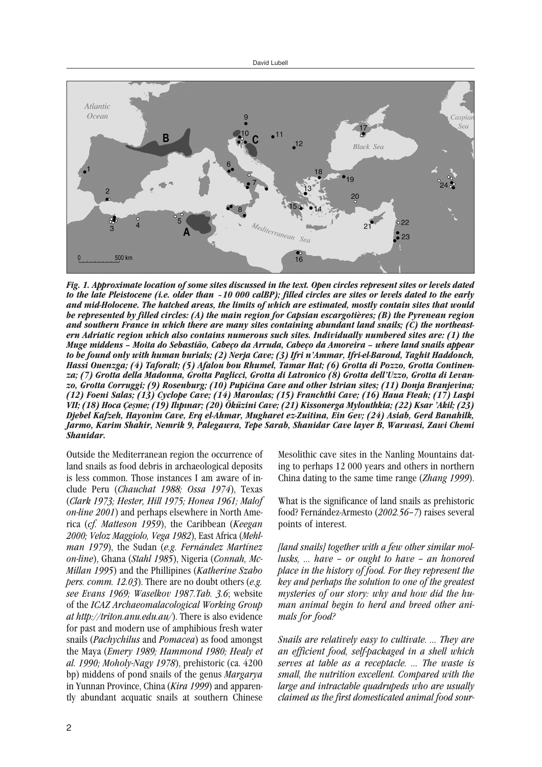*Fig. 1. Approximate location of some sites discussed in the text. Open circles represent sites or levels dated to the late Pleistocene (i.e. older than ~10 000 calBP); filled circles are sites or levels dated to the early and mid-Holocene. The hatched areas, the limits of which are estimated, mostly contain sites that would be represented by filled circles: (A) the main region for Capsian escargotières; (B) the Pyrenean region and southern France in which there are many sites containing abundant land snails; (C) the northeastern Adriatic region which also contains numerous such sites. Individually numbered sites are: (1) the Muge middens – Moita do Sebastião, Cabeço da Arruda, Cabeço da Amoreira – where land snails appear to be found only with human burials; (2) Nerja Cave; (3) Ifri n'Ammar, Ifri-el-Baroud, Taghit Haddouch, Hassi Ouenzga; (4) Taforalt; (5) Afalou bou Rhumel, Tamar Hat; (6) Grotta di Pozzo, Grotta Continenza; (7) Grotta della Madonna, Grotta Paglicci, Grotta di Latronico (8) Grotta dell'Uzzo, Grotta di Levanzo, Grotta Corruggi; (9) Rosenburg; (10) Pupićina Cave and other Istrian sites; (11) Donja Branjevina; (12) Foeni Salas; (13) Cyclope Cave; (14) Maroulas; (15) Franchthi Cave; (16) Haua Fteah; (17) Laspi VII; (18) Hoca Çeşme; (19) Ilıpınar; (20) Öküzini Cave; (21) Kissonerga Mylouthkia; (22) Ksar 'Akil; (23) Djebel Kafzeh, Hayonim Cave, Erq el-Ahmar, Mugharet ez-Zuitina, Ein Gev; (24) Asiab, Gerd Banahilk, Jarmo, Karim Shahir, Nemrik 9, Palegawra, Tepe Sarab, Shanidar Cave layer B, Warwasi, Zawi Chemi Shanidar.*

Outside the Mediterranean region the occurrence of land snails as food debris in archaeological deposits is less common. Those instances I am aware of include Peru (*Chauchat 1988; Ossa 1974*), Texas (*Clark 1973; Hester, Hill 1975; Honea 1961; Malof on-line 2001*) and perhaps elsewhere in North America (*cf. Matteson 1959*), the Caribbean (*Keegan 2000; Veloz Maggiolo, Vega 1982*), East Africa (*Mehlman 1979*), the Sudan (*e.g. Fernández Martínez on-line*), Ghana (*Stahl 1985*), Nigeria (*Connah, McMillan 1995*) and the Phillipines (*Katherine Szabo pers. comm. 12.03*). There are no doubt others (*e.g. see Evans 1969; Waselkov 1987.Tab. 3.6*; website of the *ICAZ Archaeomalacological Working Group at http://triton.anu.edu.au/*). There is also evidence for past and modern use of amphibious fresh water snails (*Pachychilus* and *Pomacea*) as food amongst the Maya (*Emery 1989; Hammond 1980; Healy et al. 1990; Moholy-Nagy 1978*), prehistoric (ca. 4200 bp) middens of pond snails of the genus *Margarya* in Yunnan Province, China (*Kira 1999*) and apparently abundant acquatic snails at southern Chinese Mesolithic cave sites in the Nanling Mountains dating to perhaps 12 000 years and others in northern China dating to the same time range (*Zhang 1999*).

What is the significance of land snails as prehistoric food? Fernández-Armesto (*2002.56–7*) raises several points of interest.

*[land snails] together with a few other similar mollusks, ... have – or ought to have – an honored place in the history of food. For they represent the key and perhaps the solution to one of the greatest mysteries of our story: why and how did the human animal begin to herd and breed other animals for food?*

*Snails are relatively easy to cultivate. ... They are an efficient food, self-packaged in a shell which serves at table as a receptacle. ... The waste is small, the nutrition excellent. Compared with the large and intractable quadrupeds who are usually claimed as the first domesticated animal food sour-*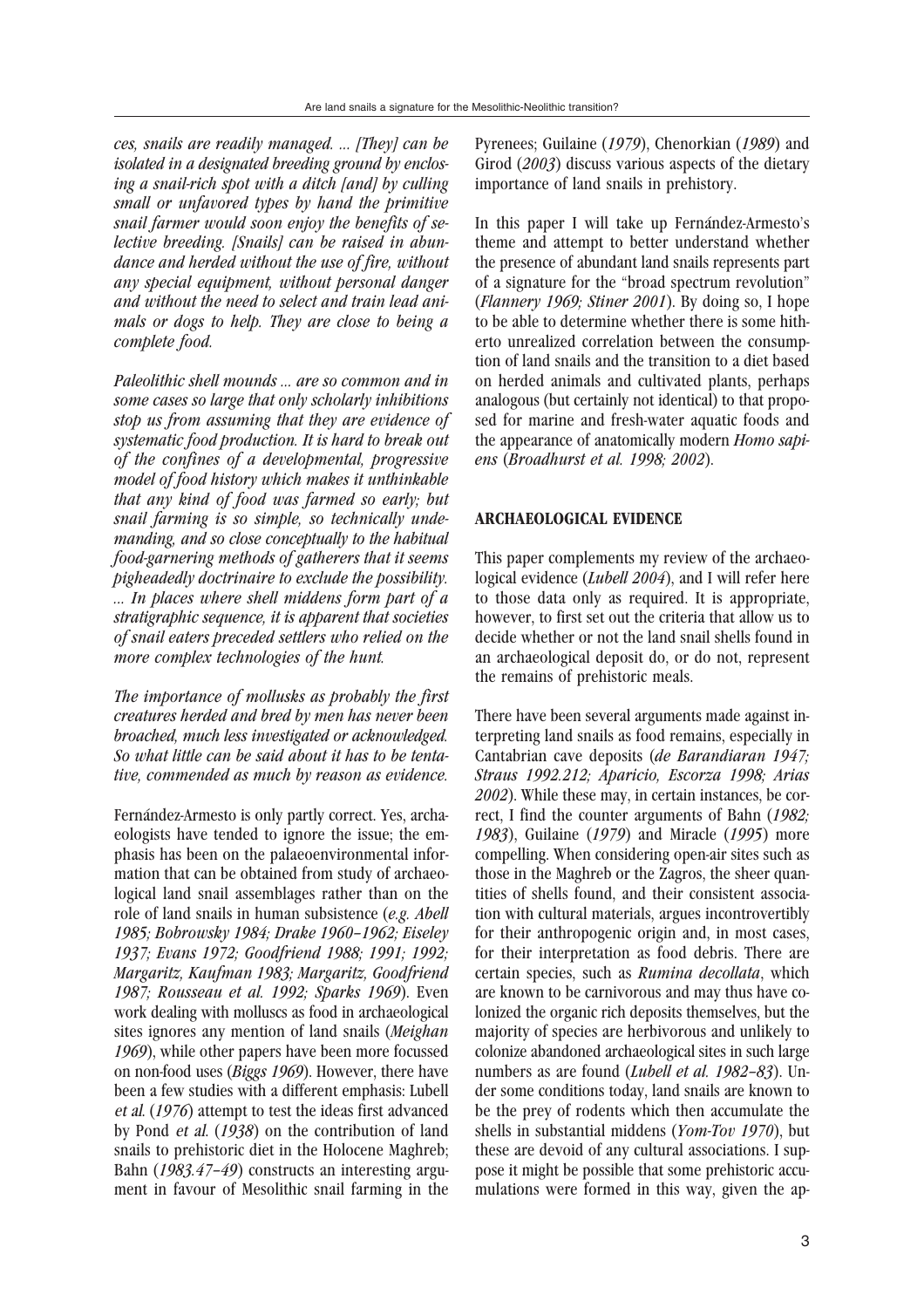*ces, snails are readily managed. ... [They] can be isolated in a designated breeding ground by enclosing a snail-rich spot with a ditch [and] by culling small or unfavored types by hand the primitive snail farmer would soon enjoy the benefits of selective breeding. [Snails] can be raised in abundance and herded without the use of fire, without any special equipment, without personal danger and without the need to select and train lead animals or dogs to help. They are close to being a complete food.*

*Paleolithic shell mounds ... are so common and in some cases so large that only scholarly inhibitions stop us from assuming that they are evidence of systematic food production. It is hard to break out of the confines of a developmental, progressive model of food history which makes it unthinkable that any kind of food was farmed so early; but snail farming is so simple, so technically undemanding, and so close conceptually to the habitual food-garnering methods of gatherers that it seems pigheadedly doctrinaire to exclude the possibility. ... In places where shell middens form part of a stratigraphic sequence, it is apparent that societies of snail eaters preceded settlers who relied on the more complex technologies of the hunt.*

*The importance of mollusks as probably the first creatures herded and bred by men has never been broached, much less investigated or acknowledged. So what little can be said about it has to be tentative, commended as much by reason as evidence.*

Fernández-Armesto is only partly correct. Yes, archaeologists have tended to ignore the issue; the emphasis has been on the palaeoenvironmental information that can be obtained from study of archaeological land snail assemblages rather than on the role of land snails in human subsistence (*e.g. Abell 1985; Bobrowsky 1984; Drake 1960–1962; Eiseley 1937; Evans 1972; Goodfriend 1988; 1991; 1992; Margaritz, Kaufman 1983; Margaritz, Goodfriend 1987; Rousseau et al. 1992; Sparks 1969*). Even work dealing with molluscs as food in archaeological sites ignores any mention of land snails (*Meighan 1969*), while other papers have been more focussed on non-food uses (*Biggs 1969*). However, there have been a few studies with a different emphasis: Lubell *et al.* (*1976*) attempt to test the ideas first advanced by Pond *et al.* (*1938*) on the contribution of land snails to prehistoric diet in the Holocene Maghreb; Bahn (*1983.47–49*) constructs an interesting argument in favour of Mesolithic snail farming in the Pyrenees; Guilaine (*1979*), Chenorkian (*1989*) and Girod (*2003*) discuss various aspects of the dietary importance of land snails in prehistory.

In this paper I will take up Fernández-Armesto's theme and attempt to better understand whether the presence of abundant land snails represents part of a signature for the "broad spectrum revolution" (*Flannery 1969; Stiner 2001*). By doing so, I hope to be able to determine whether there is some hitherto unrealized correlation between the consumption of land snails and the transition to a diet based on herded animals and cultivated plants, perhaps analogous (but certainly not identical) to that proposed for marine and fresh-water aquatic foods and the appearance of anatomically modern *Homo sapiens* (*Broadhurst et al. 1998; 2002*).

## ARCHAEOLOGICAL EVIDENCE

This paper complements my review of the archaeological evidence (*Lubell 2004*), and I will refer here to those data only as required. It is appropriate, however, to first set out the criteria that allow us to decide whether or not the land snail shells found in an archaeological deposit do, or do not, represent the remains of prehistoric meals.

There have been several arguments made against interpreting land snails as food remains, especially in Cantabrian cave deposits (*de Barandiaran 1947; Straus 1992.212; Aparicio, Escorza 1998; Arias 2002*). While these may, in certain instances, be correct, I find the counter arguments of Bahn (*1982; 1983*), Guilaine (*1979*) and Miracle (*1995*) more compelling. When considering open-air sites such as those in the Maghreb or the Zagros, the sheer quantities of shells found, and their consistent association with cultural materials, argues incontrovertibly for their anthropogenic origin and, in most cases, for their interpretation as food debris. There are certain species, such as *Rumina decollata*, which are known to be carnivorous and may thus have colonized the organic rich deposits themselves, but the majority of species are herbivorous and unlikely to colonize abandoned archaeological sites in such large numbers as are found (*Lubell et al. 1982–83*). Under some conditions today, land snails are known to be the prey of rodents which then accumulate the shells in substantial middens (*Yom-Tov 1970*), but these are devoid of any cultural associations. I suppose it might be possible that some prehistoric accumulations were formed in this way, given the ap-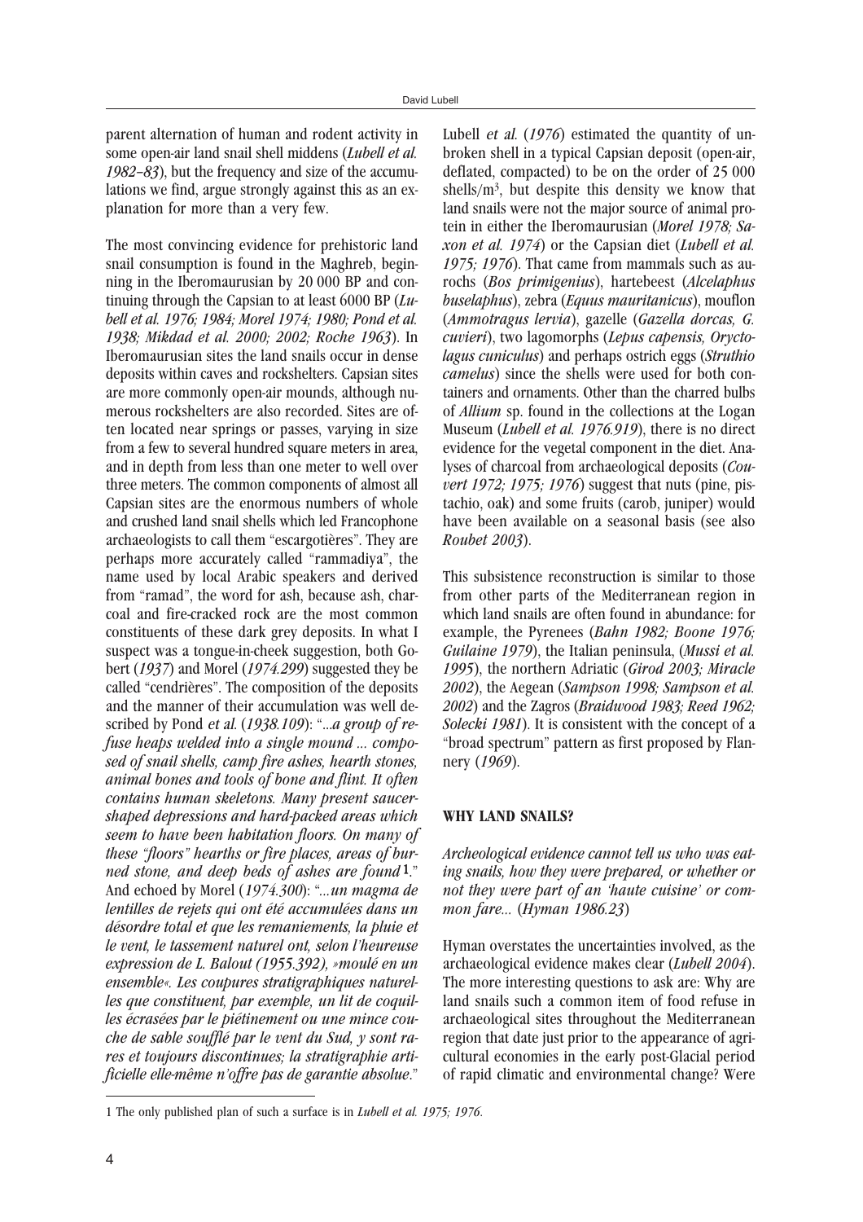parent alternation of human and rodent activity in some open-air land snail shell middens (*Lubell et al. 1982–83*), but the frequency and size of the accumulations we find, argue strongly against this as an explanation for more than a very few.

The most convincing evidence for prehistoric land snail consumption is found in the Maghreb, beginning in the Iberomaurusian by 20 000 BP and continuing through the Capsian to at least 6000 BP (*Lubell et al. 1976; 1984; Morel 1974; 1980; Pond et al. 1938; Mikdad et al. 2000; 2002; Roche 1963*). In Iberomaurusian sites the land snails occur in dense deposits within caves and rockshelters. Capsian sites are more commonly open-air mounds, although numerous rockshelters are also recorded. Sites are often located near springs or passes, varying in size from a few to several hundred square meters in area, and in depth from less than one meter to well over three meters. The common components of almost all Capsian sites are the enormous numbers of whole and crushed land snail shells which led Francophone archaeologists to call them "escargotières". They are perhaps more accurately called "rammadiya", the name used by local Arabic speakers and derived from "ramad", the word for ash, because ash, charcoal and fire-cracked rock are the most common constituents of these dark grey deposits. In what I suspect was a tongue-in-cheek suggestion, both Gobert (*1937*) and Morel (*1974.299*) suggested they be called "cendrières". The composition of the deposits and the manner of their accumulation was well described by Pond *et al.* (*1938.109*): "*...a group of refuse heaps welded into a single mound ... composed of snail shells, camp fire ashes, hearth stones, animal bones and tools of bone and flint. It often contains human skeletons. Many present saucer-shaped depressions and hard-packed areas which seem to have been habitation floors. On many of these "floors" hearths or fire places, areas of burned stone, and deep beds of ashes are found*[1]." And echoed by Morel (*1974.300*): "*...un magma de lentilles de rejets qui ont été accumulées dans un désordre total et que les remaniements, la pluie et le vent, le tassement naturel ont, selon l'heureuse expression de L. Balout (1955.392), »moulé en un ensemble«. Les coupures stratigraphiques naturelles que constituent, par exemple, un lit de coquilles écrasées par le piétinement ou une mince couche de sable soufflé par le vent du Sud, y sont rares et toujours discontinues; la stratigraphie artificielle elle-même n'offre pas de garantie absolue*."

Lubell *et al.* (*1976*) estimated the quantity of unbroken shell in a typical Capsian deposit (open-air, deflated, compacted) to be on the order of 25 000 shells/m$^3$, but despite this density we know that land snails were not the major source of animal protein in either the Iberomaurusian (*Morel 1978; Saxon et al. 1974*) or the Capsian diet (*Lubell et al. 1975; 1976*). That came from mammals such as aurochs (*Bos primigenius*), hartebeest (*Alcelaphus buselaphus*), zebra (*Equus mauritanicus*), mouflon (*Ammotragus lervia*), gazelle (*Gazella dorcas, G. cuvieri*), two lagomorphs (*Lepus capensis, Oryctolagus cuniculus*) and perhaps ostrich eggs (*Struthio camelus*) since the shells were used for both containers and ornaments. Other than the charred bulbs of *Allium* sp. found in the collections at the Logan Museum (*Lubell et al. 1976.919*), there is no direct evidence for the vegetal component in the diet. Analyses of charcoal from archaeological deposits (*Couvert 1972; 1975; 1976*) suggest that nuts (pine, pistachio, oak) and some fruits (carob, juniper) would have been available on a seasonal basis (see also *Roubet 2003*).

This subsistence reconstruction is similar to those from other parts of the Mediterranean region in which land snails are often found in abundance: for example, the Pyrenees (*Bahn 1982; Boone 1976; Guilaine 1979*), the Italian peninsula, (*Mussi et al. 1995*), the northern Adriatic (*Girod 2003; Miracle 2002*), the Aegean (*Sampson 1998; Sampson et al. 2002*) and the Zagros (*Braidwood 1983; Reed 1962; Solecki 1981*). It is consistent with the concept of a "broad spectrum" pattern as first proposed by Flannery (*1969*).

## WHY LAND SNAILS?

*Archeological evidence cannot tell us who was eating snails, how they were prepared, or whether or not they were part of an 'haute cuisine' or common fare...* (*Hyman 1986.23*)

Hyman overstates the uncertainties involved, as the archaeological evidence makes clear (*Lubell 2004*). The more interesting questions to ask are: Why are land snails such a common item of food refuse in archaeological sites throughout the Mediterranean region that date just prior to the appearance of agricultural economies in the early post-Glacial period of rapid climatic and environmental change? Were

---

1 The only published plan of such a surface is in *Lubell et al. 1975; 1976.*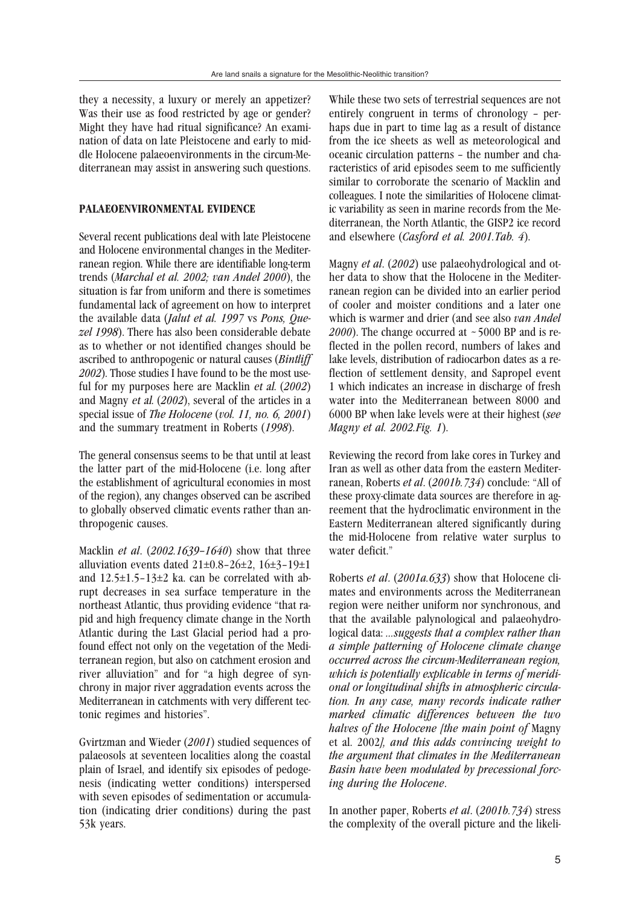they a necessity, a luxury or merely an appetizer? Was their use as food restricted by age or gender? Might they have had ritual significance? An examination of data on late Pleistocene and early to middle Holocene palaeoenvironments in the circum-Mediterranean may assist in answering such questions.

## PALAEOENVIRONMENTAL EVIDENCE

Several recent publications deal with late Pleistocene and Holocene environmental changes in the Mediterranean region. While there are identifiable long-term trends (*Marchal et al. 2002; van Andel 2000*), the situation is far from uniform and there is sometimes fundamental lack of agreement on how to interpret the available data (*Jalut et al. 1997* vs *Pons, Quezel 1998*). There has also been considerable debate as to whether or not identified changes should be ascribed to anthropogenic or natural causes (*Bintliff 2002*). Those studies I have found to be the most useful for my purposes here are Macklin *et al.* (*2002*) and Magny *et al.* (*2002*), several of the articles in a special issue of *The Holocene* (*vol. 11, no. 6, 2001*) and the summary treatment in Roberts (*1998*).

The general consensus seems to be that until at least the latter part of the mid-Holocene (i.e. long after the establishment of agricultural economies in most of the region), any changes observed can be ascribed to globally observed climatic events rather than anthropogenic causes.

Macklin *et al*. (*2002.1639–1640*) show that three alluviation events dated 21±0.8–26±2, 16±3–19±1 and 12.5±1.5–13±2 ka. can be correlated with abrupt decreases in sea surface temperature in the northeast Atlantic, thus providing evidence "that rapid and high frequency climate change in the North Atlantic during the Last Glacial period had a profound effect not only on the vegetation of the Mediterranean region, but also on catchment erosion and river alluviation" and for "a high degree of synchrony in major river aggradation events across the Mediterranean in catchments with very different tectonic regimes and histories".

Gvirtzman and Wieder (*2001*) studied sequences of palaeosols at seventeen localities along the coastal plain of Israel, and identify six episodes of pedogenesis (indicating wetter conditions) interspersed with seven episodes of sedimentation or accumulation (indicating drier conditions) during the past 53k years.

While these two sets of terrestrial sequences are not entirely congruent in terms of chronology – perhaps due in part to time lag as a result of distance from the ice sheets as well as meteorological and oceanic circulation patterns – the number and characteristics of arid episodes seem to me sufficiently similar to corroborate the scenario of Macklin and colleagues. I note the similarities of Holocene climatic variability as seen in marine records from the Mediterranean, the North Atlantic, the GISP2 ice record and elsewhere (*Casford et al. 2001.Tab. 4*).

Magny *et al*. (*2002*) use palaeohydrological and other data to show that the Holocene in the Mediterranean region can be divided into an earlier period of cooler and moister conditions and a later one which is warmer and drier (and see also *van Andel 2000*). The change occurred at ~5000 BP and is reflected in the pollen record, numbers of lakes and lake levels, distribution of radiocarbon dates as a reflection of settlement density, and Sapropel event 1 which indicates an increase in discharge of fresh water into the Mediterranean between 8000 and 6000 BP when lake levels were at their highest (*see Magny et al. 2002.Fig. 1*).

Reviewing the record from lake cores in Turkey and Iran as well as other data from the eastern Mediterranean, Roberts *et al*. (*2001b.734*) conclude: "All of these proxy-climate data sources are therefore in agreement that the hydroclimatic environment in the Eastern Mediterranean altered significantly during the mid-Holocene from relative water surplus to water deficit."

Roberts *et al*. (*2001a.633*) show that Holocene climates and environments across the Mediterranean region were neither uniform nor synchronous, and that the available palynological and palaeohydrological data: *...suggests that a complex rather than a simple patterning of Holocene climate change occurred across the circum-Mediterranean region, which is potentially explicable in terms of meridional or longitudinal shifts in atmospheric circulation. In any case, many records indicate rather marked climatic differences between the two halves of the Holocene [the main point of* Magny et al. 2002*], and this adds convincing weight to the argument that climates in the Mediterranean Basin have been modulated by precessional forcing during the Holocene*.

In another paper, Roberts *et al*. (*2001b.734*) stress the complexity of the overall picture and the likeli-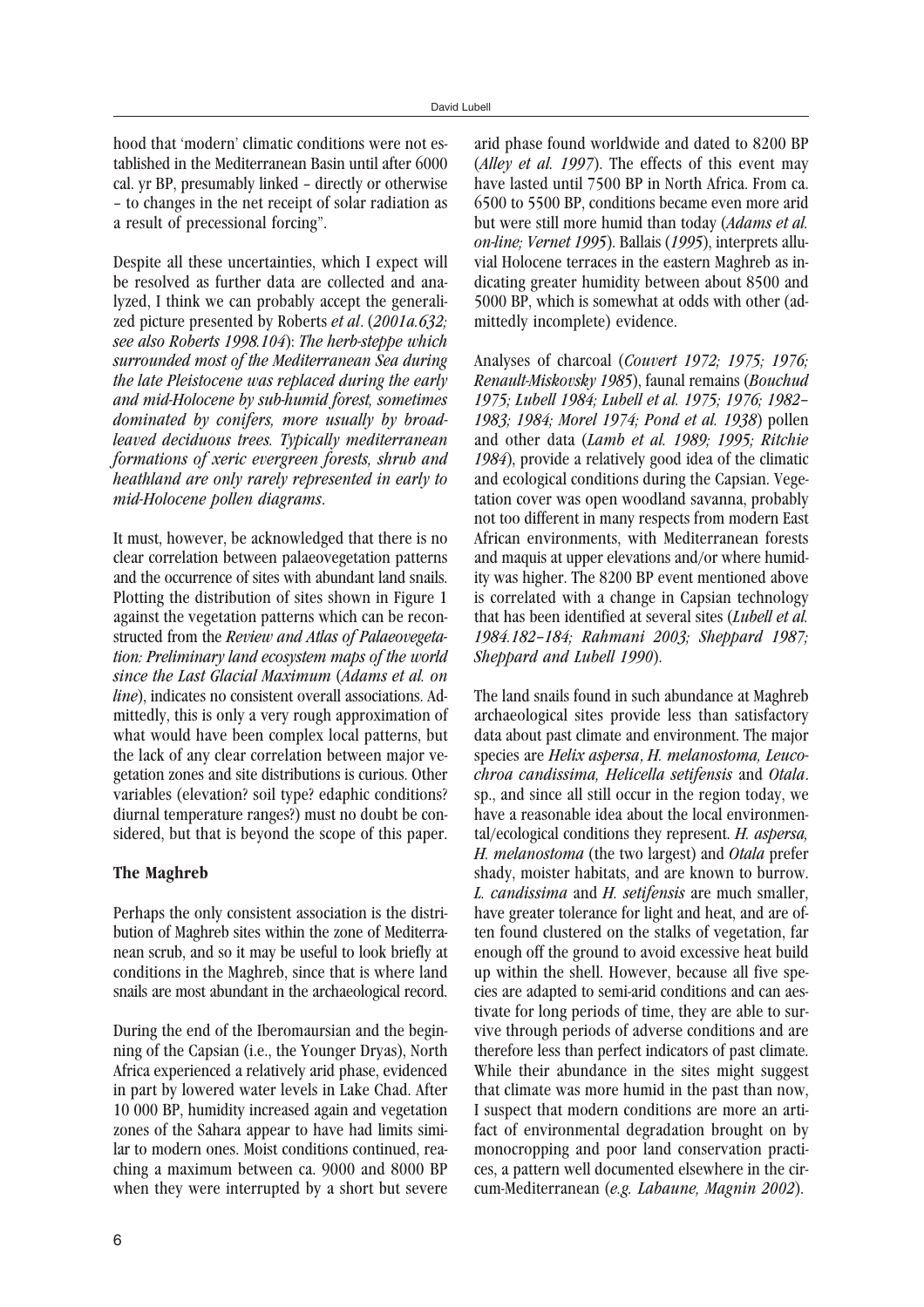hood that 'modern' climatic conditions were not established in the Mediterranean Basin until after 6000 cal. yr BP, presumably linked – directly or otherwise – to changes in the net receipt of solar radiation as a result of precessional forcing".

Despite all these uncertainties, which I expect will be resolved as further data are collected and analyzed, I think we can probably accept the generalized picture presented by Roberts *et al*. (*2001a.632; see also Roberts 1998.104*): *The herb-steppe which surrounded most of the Mediterranean Sea during the late Pleistocene was replaced during the early and mid-Holocene by sub-humid forest, sometimes dominated by conifers, more usually by broad-leaved deciduous trees. Typically mediterranean formations of xeric evergreen forests, shrub and heathland are only rarely represented in early to mid-Holocene pollen diagrams*.

It must, however, be acknowledged that there is no clear correlation between palaeovegetation patterns and the occurrence of sites with abundant land snails. Plotting the distribution of sites shown in Figure 1 against the vegetation patterns which can be reconstructed from the *Review and Atlas of Palaeovegetation: Preliminary land ecosystem maps of the world since the Last Glacial Maximum* (*Adams et al. on line*), indicates no consistent overall associations. Admittedly, this is only a very rough approximation of what would have been complex local patterns, but the lack of any clear correlation between major vegetation zones and site distributions is curious. Other variables (elevation? soil type? edaphic conditions? diurnal temperature ranges?) must no doubt be considered, but that is beyond the scope of this paper.

## The Maghreb

Perhaps the only consistent association is the distribution of Maghreb sites within the zone of Mediterranean scrub, and so it may be useful to look briefly at conditions in the Maghreb, since that is where land snails are most abundant in the archaeological record.

During the end of the Iberomaursian and the beginning of the Capsian (i.e., the Younger Dryas), North Africa experienced a relatively arid phase, evidenced in part by lowered water levels in Lake Chad. After 10 000 BP, humidity increased again and vegetation zones of the Sahara appear to have had limits similar to modern ones. Moist conditions continued, reaching a maximum between ca. 9000 and 8000 BP when they were interrupted by a short but severe arid phase found worldwide and dated to 8200 BP (*Alley et al. 1997*). The effects of this event may have lasted until 7500 BP in North Africa. From ca. 6500 to 5500 BP, conditions became even more arid but were still more humid than today (*Adams et al. on-line; Vernet 1995*). Ballais (*1995*), interprets alluvial Holocene terraces in the eastern Maghreb as indicating greater humidity between about 8500 and 5000 BP, which is somewhat at odds with other (admittedly incomplete) evidence.

Analyses of charcoal (*Couvert 1972; 1975; 1976; Renault-Miskovsky 1985*), faunal remains (*Bouchud 1975; Lubell 1984; Lubell et al. 1975; 1976; 1982–1983; 1984; Morel 1974; Pond et al. 1938*) pollen and other data (*Lamb et al. 1989; 1995; Ritchie 1984*), provide a relatively good idea of the climatic and ecological conditions during the Capsian. Vegetation cover was open woodland savanna, probably not too different in many respects from modern East African environments, with Mediterranean forests and maquis at upper elevations and/or where humidity was higher. The 8200 BP event mentioned above is correlated with a change in Capsian technology that has been identified at several sites (*Lubell et al. 1984.182–184; Rahmani 2003; Sheppard 1987; Sheppard and Lubell 1990*).

The land snails found in such abundance at Maghreb archaeological sites provide less than satisfactory data about past climate and environment. The major species are *Helix aspersa*, *H. melanostoma*, *Leucochroa candissima*, *Helicella setifensis* and *Otala*. sp., and since all still occur in the region today, we have a reasonable idea about the local environmental/ecological conditions they represent. *H. aspersa*, *H. melanostoma* (the two largest) and *Otala* prefer shady, moister habitats, and are known to burrow. *L. candissima* and *H. setifensis* are much smaller, have greater tolerance for light and heat, and are often found clustered on the stalks of vegetation, far enough off the ground to avoid excessive heat build up within the shell. However, because all five species are adapted to semi-arid conditions and can aestivate for long periods of time, they are able to survive through periods of adverse conditions and are therefore less than perfect indicators of past climate. While their abundance in the sites might suggest that climate was more humid in the past than now, I suspect that modern conditions are more an artifact of environmental degradation brought on by monocropping and poor land conservation practices, a pattern well documented elsewhere in the circum-Mediterranean (*e.g. Labaune, Magnin 2002*).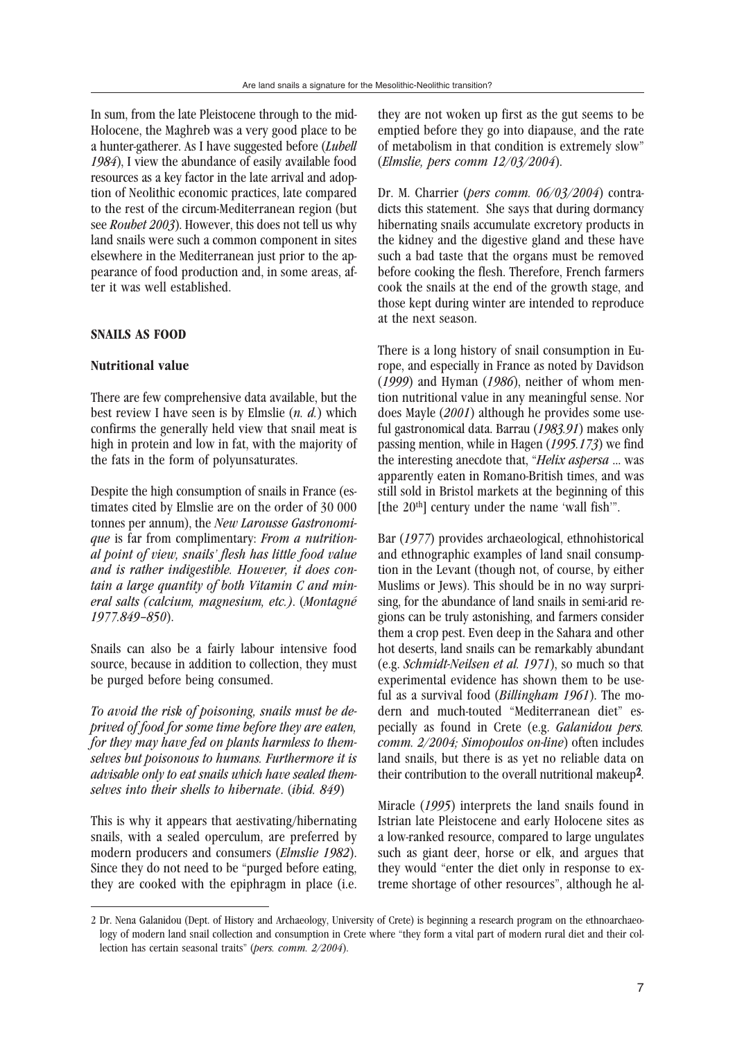In sum, from the late Pleistocene through to the mid-Holocene, the Maghreb was a very good place to be a hunter-gatherer. As I have suggested before (*Lubell 1984*), I view the abundance of easily available food resources as a key factor in the late arrival and adoption of Neolithic economic practices, late compared to the rest of the circum-Mediterranean region (but see *Roubet 2003*). However, this does not tell us why land snails were such a common component in sites elsewhere in the Mediterranean just prior to the appearance of food production and, in some areas, after it was well established.

## SNAILS AS FOOD

### Nutritional value

There are few comprehensive data available, but the best review I have seen is by Elmslie (*n. d.*) which confirms the generally held view that snail meat is high in protein and low in fat, with the majority of the fats in the form of polyunsaturates.

Despite the high consumption of snails in France (estimates cited by Elmslie are on the order of 30 000 tonnes per annum), the *New Larousse Gastronomique* is far from complimentary: *From a nutritional point of view, snails' flesh has little food value and is rather indigestible. However, it does contain a large quantity of both Vitamin C and mineral salts (calcium, magnesium, etc.)*. (*Montagné 1977.849–850*).

Snails can also be a fairly labour intensive food source, because in addition to collection, they must be purged before being consumed.

*To avoid the risk of poisoning, snails must be deprived of food for some time before they are eaten, for they may have fed on plants harmless to themselves but poisonous to humans. Furthermore it is advisable only to eat snails which have sealed themselves into their shells to hibernate*. (*ibid. 849*)

This is why it appears that aestivating/hibernating snails, with a sealed operculum, are preferred by modern producers and consumers (*Elmslie 1982*). Since they do not need to be "purged before eating, they are cooked with the epiphragm in place (i.e. they are not woken up first as the gut seems to be emptied before they go into diapause, and the rate of metabolism in that condition is extremely slow" (*Elmslie, pers comm 12/03/2004*).

Dr. M. Charrier (*pers comm. 06/03/2004*) contradicts this statement. She says that during dormancy hibernating snails accumulate excretory products in the kidney and the digestive gland and these have such a bad taste that the organs must be removed before cooking the flesh. Therefore, French farmers cook the snails at the end of the growth stage, and those kept during winter are intended to reproduce at the next season.

There is a long history of snail consumption in Europe, and especially in France as noted by Davidson (*1999*) and Hyman (*1986*), neither of whom mention nutritional value in any meaningful sense. Nor does Mayle (*2001*) although he provides some useful gastronomical data. Barrau (*1983.91*) makes only passing mention, while in Hagen (*1995.173*) we find the interesting anecdote that, "*Helix aspersa* ... was apparently eaten in Romano-British times, and was still sold in Bristol markets at the beginning of this [the 20th] century under the name 'wall fish'".

Bar (*1977*) provides archaeological, ethnohistorical and ethnographic examples of land snail consumption in the Levant (though not, of course, by either Muslims or Jews). This should be in no way surprising, for the abundance of land snails in semi-arid regions can be truly astonishing, and farmers consider them a crop pest. Even deep in the Sahara and other hot deserts, land snails can be remarkably abundant (e.g. *Schmidt-Neilsen et al. 1971*), so much so that experimental evidence has shown them to be useful as a survival food (*Billingham 1961*). The modern and much-touted "Mediterranean diet" especially as found in Crete (e.g. *Galanidou pers. comm. 2/2004; Simopoulos on-line*) often includes land snails, but there is as yet no reliable data on their contribution to the overall nutritional makeup[2].

Miracle (*1995*) interprets the land snails found in Istrian late Pleistocene and early Holocene sites as a low-ranked resource, compared to large ungulates such as giant deer, horse or elk, and argues that they would "enter the diet only in response to extreme shortage of other resources", although he al-

---

2 Dr. Nena Galanidou (Dept. of History and Archaeology, University of Crete) is beginning a research program on the ethnoarchaeology of modern land snail collection and consumption in Crete where "they form a vital part of modern rural diet and their collection has certain seasonal traits" (*pers. comm. 2/2004*).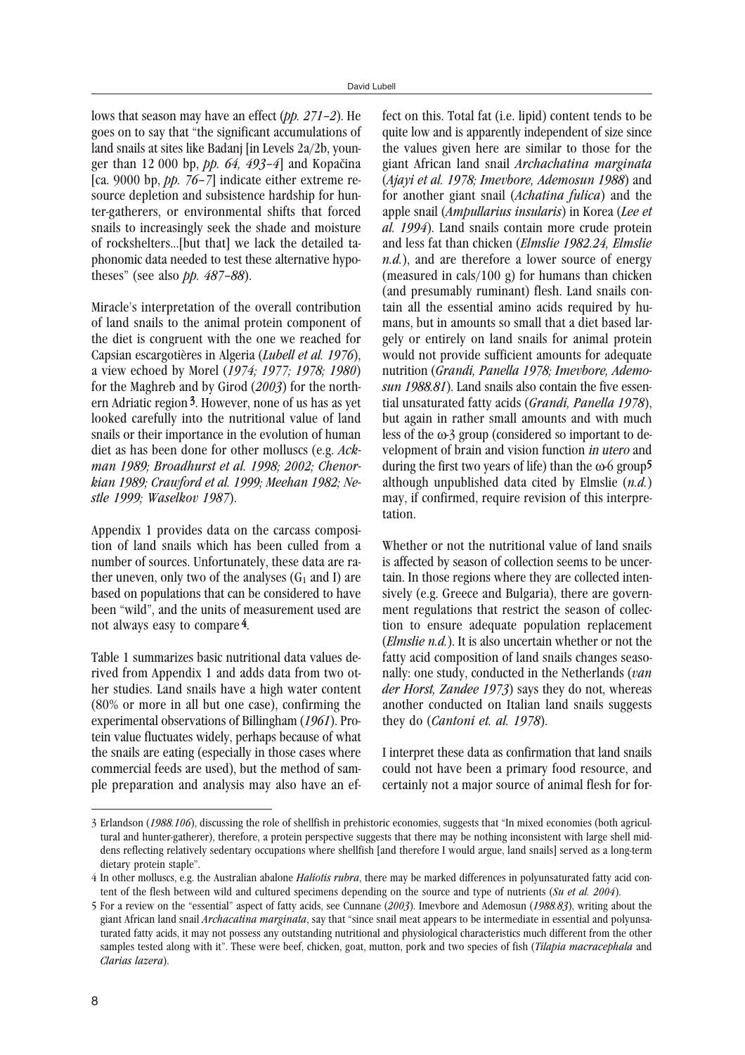lows that season may have an effect (*pp. 271–2*). He goes on to say that "the significant accumulations of land snails at sites like Badanj [in Levels 2a/2b, younger than 12 000 bp, *pp. 64, 493–4*] and Kopačina [ca. 9000 bp, *pp. 76–7*] indicate either extreme resource depletion and subsistence hardship for hunter-gatherers, or environmental shifts that forced snails to increasingly seek the shade and moisture of rockshelters...[but that] we lack the detailed taphonomic data needed to test these alternative hypotheses" (see also *pp. 487–88*).

Miracle's interpretation of the overall contribution of land snails to the animal protein component of the diet is congruent with the one we reached for Capsian escargotières in Algeria (*Lubell et al. 1976*), a view echoed by Morel (*1974; 1977; 1978; 1980*) for the Maghreb and by Girod (*2003*) for the northern Adriatic region[3]. However, none of us has as yet looked carefully into the nutritional value of land snails or their importance in the evolution of human diet as has been done for other molluscs (e.g. *Ackman 1989; Broadhurst et al. 1998; 2002; Chenorkian 1989; Crawford et al. 1999; Meehan 1982; Nestle 1999; Waselkov 1987*).

Appendix 1 provides data on the carcass composition of land snails which has been culled from a number of sources. Unfortunately, these data are rather uneven, only two of the analyses ($G_1$ and I) are based on populations that can be considered to have been "wild", and the units of measurement used are not always easy to compare[4].

Table 1 summarizes basic nutritional data values derived from Appendix 1 and adds data from two other studies. Land snails have a high water content (80% or more in all but one case), confirming the experimental observations of Billingham (*1961*). Protein value fluctuates widely, perhaps because of what the snails are eating (especially in those cases where commercial feeds are used), but the method of sample preparation and analysis may also have an effect on this. Total fat (i.e. lipid) content tends to be quite low and is apparently independent of size since the values given here are similar to those for the giant African land snail *Archachatina marginata* (*Ajayi et al. 1978; Imevbore, Ademosun 1988*) and for another giant snail (*Achatina fulica*) and the apple snail (*Ampullarius insularis*) in Korea (*Lee et al. 1994*). Land snails contain more crude protein and less fat than chicken (*Elmslie 1982.24, Elmslie n.d.*), and are therefore a lower source of energy (measured in cals/100 g) for humans than chicken (and presumably ruminant) flesh. Land snails contain all the essential amino acids required by humans, but in amounts so small that a diet based largely or entirely on land snails for animal protein would not provide sufficient amounts for adequate nutrition (*Grandi, Panella 1978; Imevbore, Ademosun 1988.81*). Land snails also contain the five essential unsaturated fatty acids (*Grandi, Panella 1978*), but again in rather small amounts and with much less of the ω-3 group (considered so important to development of brain and vision function *in utero* and during the first two years of life) than the ω-6 group[5] although unpublished data cited by Elmslie (*n.d.*) may, if confirmed, require revision of this interpretation.

Whether or not the nutritional value of land snails is affected by season of collection seems to be uncertain. In those regions where they are collected intensively (e.g. Greece and Bulgaria), there are government regulations that restrict the season of collection to ensure adequate population replacement (*Elmslie n.d.*). It is also uncertain whether or not the fatty acid composition of land snails changes seasonally: one study, conducted in the Netherlands (*van der Horst, Zandee 1973*) says they do not, whereas another conducted on Italian land snails suggests they do (*Cantoni et. al. 1978*).

I interpret these data as confirmation that land snails could not have been a primary food resource, and certainly not a major source of animal flesh for for-

---

3 Erlandson (*1988.106*), discussing the role of shellfish in prehistoric economies, suggests that "In mixed economies (both agricultural and hunter-gatherer), therefore, a protein perspective suggests that there may be nothing inconsistent with large shell middens reflecting relatively sedentary occupations where shellfish [and therefore I would argue, land snails] served as a long-term dietary protein staple".

4 In other molluscs, e.g. the Australian abalone *Haliotis rubra*, there may be marked differences in polyunsaturated fatty acid content of the flesh between wild and cultured specimens depending on the source and type of nutrients (*Su et al. 2004*).

5 For a review on the "essential" aspect of fatty acids, see Cunnane (*2003*). Imevbore and Ademosun (*1988.83*), writing about the giant African land snail *Archacatina marginata*, say that "since snail meat appears to be intermediate in essential and polyunsaturated fatty acids, it may not possess any outstanding nutritional and physiological characteristics much different from the other samples tested along with it". These were beef, chicken, goat, mutton, pork and two species of fish (*Tilapia macracephala* and *Clarias lazera*).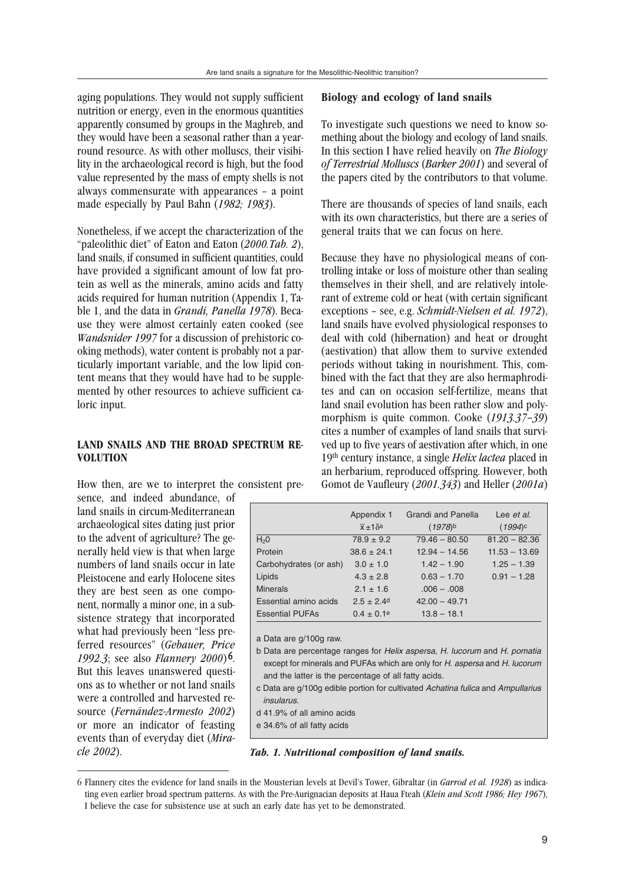aging populations. They would not supply sufficient nutrition or energy, even in the enormous quantities apparently consumed by groups in the Maghreb, and they would have been a seasonal rather than a year-round resource. As with other molluscs, their visibility in the archaeological record is high, but the food value represented by the mass of empty shells is not always commensurate with appearances – a point made especially by Paul Bahn (*1982; 1983*).

Nonetheless, if we accept the characterization of the "paleolithic diet" of Eaton and Eaton (*2000.Tab. 2*), land snails, if consumed in sufficient quantities, could have provided a significant amount of low fat protein as well as the minerals, amino acids and fatty acids required for human nutrition (Appendix 1, Table 1, and the data in *Grandi, Panella 1978*). Because they were almost certainly eaten cooked (see *Wandsnider 1997* for a discussion of prehistoric cooking methods), water content is probably not a particularly important variable, and the low lipid content means that they would have had to be supplemented by other resources to achieve sufficient caloric input.

## LAND SNAILS AND THE BROAD SPECTRUM REVOLUTION

How then, are we to interpret the consistent presence, and indeed abundance, of land snails in circum-Mediterranean archaeological sites dating just prior to the advent of agriculture? The generally held view is that when large numbers of land snails occur in late Pleistocene and early Holocene sites they are best seen as one component, normally a minor one, in a subsistence strategy that incorporated what had previously been "less preferred resources" (*Gebauer, Price 1992.3*; see also *Flannery 2000*)[6]. But this leaves unanswered questions as to whether or not land snails were a controlled and harvested resource (*Fernández-Armesto 2002*) or more an indicator of feasting events than of everyday diet (*Miracle 2002*).

### Biology and ecology of land snails

To investigate such questions we need to know something about the biology and ecology of land snails. In this section I have relied heavily on *The Biology of Terrestrial Molluscs* (*Barker 2001*) and several of the papers cited by the contributors to that volume.

There are thousands of species of land snails, each with its own characteristics, but there are a series of general traits that we can focus on here.

Because they have no physiological means of controlling intake or loss of moisture other than sealing themselves in their shell, and are relatively intolerant of extreme cold or heat (with certain significant exceptions – see, e.g. *Schmidt-Nielsen et al. 1972*), land snails have evolved physiological responses to deal with cold (hibernation) and heat or drought (aestivation) that allow them to survive extended periods without taking in nourishment. This, combined with the fact that they are also hermaphrodites and can on occasion self-fertilize, means that land snail evolution has been rather slow and polymorphism is quite common. Cooke (*1913.37–39*) cites a number of examples of land snails that survived up to five years of aestivation after which, in one 19th century instance, a single *Helix lactea* placed in an herbarium, reproduced offspring. However, both Gomot de Vaufleury (*2001.343*) and Heller (*2001a*)

| | Appendix 1<br>$\bar{x} \pm 1\delta$[a] | Grandi and Panella<br>(*1978*)[b] | Lee *et al.*<br>(*1994*)[c] |
|---|---|---|---|
| $H_2O$ | 78.9 ± 9.2 | 79.46 – 80.50 | 81.20 – 82.36 |
| Protein | 38.6 ± 24.1 | 12.94 – 14.56 | 11.53 – 13.69 |
| Carbohydrates (or ash) | 3.0 ± 1.0 | 1.42 – 1.90 | 1.25 – 1.39 |
| Lipids | 4.3 ± 2.8 | 0.63 – 1.70 | 0.91 – 1.28 |
| Minerals | 2.1 ± 1.6 | .006 – .008 | |
| Essential amino acids | 2.5 ± 2.4[d] | 42.00 – 49.71 | |
| Essential PUFAs | 0.4 ± 0.1[e] | 13.8 – 18.1 | |

a Data are g/100g raw.

b Data are percentage ranges for *Helix aspersa*, *H. lucorum* and *H. pomatia* except for minerals and PUFAs which are only for *H. aspersa* and *H. lucorum* and the latter is the percentage of all fatty acids.

c Data are g/100g edible portion for cultivated *Achatina fulica* and *Ampullarius insularus*.

d 41.9% of all amino acids

e 34.6% of all fatty acids

***Tab. 1. Nutritional composition of land snails.***

---

6 Flannery cites the evidence for land snails in the Mousterian levels at Devil's Tower, Gibraltar (in *Garrod et al. 1928*) as indicating even earlier broad spectrum patterns. As with the Pre-Aurignacian deposits at Haua Fteah (*Klein and Scott 1986; Hey 1967*), I believe the case for subsistence use at such an early date has yet to be demonstrated.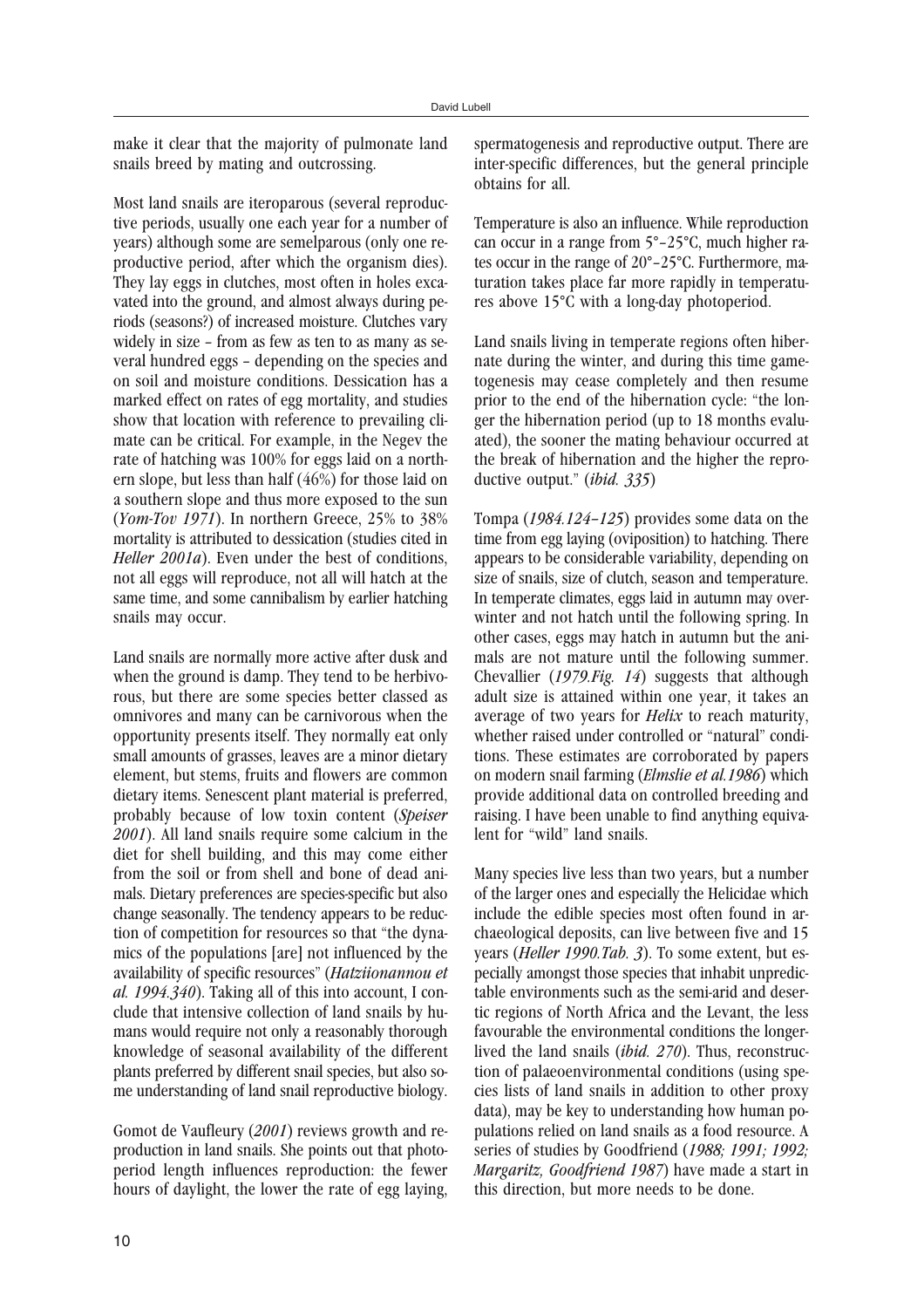make it clear that the majority of pulmonate land snails breed by mating and outcrossing.

Most land snails are iteroparous (several reproductive periods, usually one each year for a number of years) although some are semelparous (only one reproductive period, after which the organism dies). They lay eggs in clutches, most often in holes excavated into the ground, and almost always during periods (seasons?) of increased moisture. Clutches vary widely in size – from as few as ten to as many as several hundred eggs – depending on the species and on soil and moisture conditions. Dessication has a marked effect on rates of egg mortality, and studies show that location with reference to prevailing climate can be critical. For example, in the Negev the rate of hatching was 100% for eggs laid on a northern slope, but less than half (46%) for those laid on a southern slope and thus more exposed to the sun (*Yom-Tov 1971*). In northern Greece, 25% to 38% mortality is attributed to dessication (studies cited in *Heller 2001a*). Even under the best of conditions, not all eggs will reproduce, not all will hatch at the same time, and some cannibalism by earlier hatching snails may occur.

Land snails are normally more active after dusk and when the ground is damp. They tend to be herbivorous, but there are some species better classed as omnivores and many can be carnivorous when the opportunity presents itself. They normally eat only small amounts of grasses, leaves are a minor dietary element, but stems, fruits and flowers are common dietary items. Senescent plant material is preferred, probably because of low toxin content (*Speiser 2001*). All land snails require some calcium in the diet for shell building, and this may come either from the soil or from shell and bone of dead animals. Dietary preferences are species-specific but also change seasonally. The tendency appears to be reduction of competition for resources so that "the dynamics of the populations [are] not influenced by the availability of specific resources" (*Hatziionannou et al. 1994.340*). Taking all of this into account, I conclude that intensive collection of land snails by humans would require not only a reasonably thorough knowledge of seasonal availability of the different plants preferred by different snail species, but also some understanding of land snail reproductive biology.

Gomot de Vaufleury (*2001*) reviews growth and reproduction in land snails. She points out that photoperiod length influences reproduction: the fewer hours of daylight, the lower the rate of egg laying, spermatogenesis and reproductive output. There are inter-specific differences, but the general principle obtains for all.

Temperature is also an influence. While reproduction can occur in a range from 5°–25°C, much higher rates occur in the range of 20°–25°C. Furthermore, maturation takes place far more rapidly in temperatures above 15°C with a long-day photoperiod.

Land snails living in temperate regions often hibernate during the winter, and during this time gametogenesis may cease completely and then resume prior to the end of the hibernation cycle: "the longer the hibernation period (up to 18 months evaluated), the sooner the mating behaviour occurred at the break of hibernation and the higher the reproductive output." (*ibid. 335*)

Tompa (*1984.124–125*) provides some data on the time from egg laying (oviposition) to hatching. There appears to be considerable variability, depending on size of snails, size of clutch, season and temperature. In temperate climates, eggs laid in autumn may overwinter and not hatch until the following spring. In other cases, eggs may hatch in autumn but the animals are not mature until the following summer. Chevallier (*1979.Fig. 14*) suggests that although adult size is attained within one year, it takes an average of two years for ***Helix*** to reach maturity, whether raised under controlled or "natural" conditions. These estimates are corroborated by papers on modern snail farming (*Elmslie et al.1986*) which provide additional data on controlled breeding and raising. I have been unable to find anything equivalent for "wild" land snails.

Many species live less than two years, but a number of the larger ones and especially the Helicidae which include the edible species most often found in archaeological deposits, can live between five and 15 years (*Heller 1990.Tab. 3*). To some extent, but especially amongst those species that inhabit unpredictable environments such as the semi-arid and desertic regions of North Africa and the Levant, the less favourable the environmental conditions the longer-lived the land snails (*ibid. 270*). Thus, reconstruction of palaeoenvironmental conditions (using species lists of land snails in addition to other proxy data), may be key to understanding how human populations relied on land snails as a food resource. A series of studies by Goodfriend (*1988; 1991; 1992; Margaritz, Goodfriend 1987*) have made a start in this direction, but more needs to be done.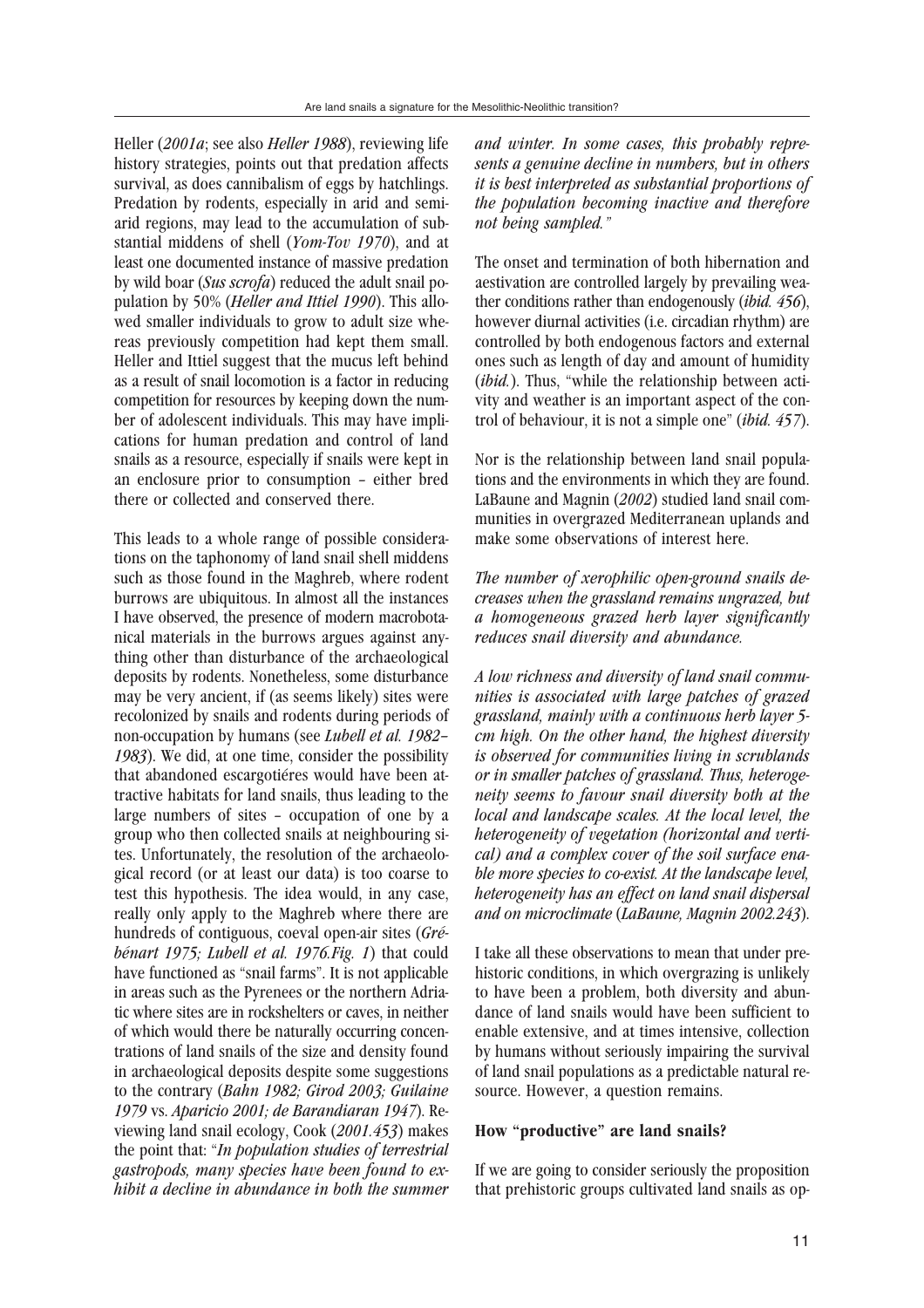Heller (*2001a*; see also *Heller 1988*), reviewing life history strategies, points out that predation affects survival, as does cannibalism of eggs by hatchlings. Predation by rodents, especially in arid and semi-arid regions, may lead to the accumulation of substantial middens of shell (*Yom-Tov 1970*), and at least one documented instance of massive predation by wild boar (*Sus scrofa*) reduced the adult snail population by 50% (*Heller and Ittiel 1990*). This allowed smaller individuals to grow to adult size whereas previously competition had kept them small. Heller and Ittiel suggest that the mucus left behind as a result of snail locomotion is a factor in reducing competition for resources by keeping down the number of adolescent individuals. This may have implications for human predation and control of land snails as a resource, especially if snails were kept in an enclosure prior to consumption – either bred there or collected and conserved there.

This leads to a whole range of possible considerations on the taphonomy of land snail shell middens such as those found in the Maghreb, where rodent burrows are ubiquitous. In almost all the instances I have observed, the presence of modern macrobotanical materials in the burrows argues against anything other than disturbance of the archaeological deposits by rodents. Nonetheless, some disturbance may be very ancient, if (as seems likely) sites were recolonized by snails and rodents during periods of non-occupation by humans (see *Lubell et al. 1982–1983*). We did, at one time, consider the possibility that abandoned escargotiéres would have been attractive habitats for land snails, thus leading to the large numbers of sites – occupation of one by a group who then collected snails at neighbouring sites. Unfortunately, the resolution of the archaeological record (or at least our data) is too coarse to test this hypothesis. The idea would, in any case, really only apply to the Maghreb where there are hundreds of contiguous, coeval open-air sites (*Grébénart 1975; Lubell et al. 1976.Fig. 1*) that could have functioned as "snail farms". It is not applicable in areas such as the Pyrenees or the northern Adriatic where sites are in rockshelters or caves, in neither of which would there be naturally occurring concentrations of land snails of the size and density found in archaeological deposits despite some suggestions to the contrary (*Bahn 1982; Girod 2003; Guilaine 1979* vs. *Aparicio 2001; de Barandiaran 1947*). Reviewing land snail ecology, Cook (*2001.453*) makes the point that: "*In population studies of terrestrial gastropods, many species have been found to exhibit a decline in abundance in both the summer and winter. In some cases, this probably represents a genuine decline in numbers, but in others it is best interpreted as substantial proportions of the population becoming inactive and therefore not being sampled.*"

The onset and termination of both hibernation and aestivation are controlled largely by prevailing weather conditions rather than endogenously (*ibid. 456*), however diurnal activities (i.e. circadian rhythm) are controlled by both endogenous factors and external ones such as length of day and amount of humidity (*ibid.*). Thus, "while the relationship between activity and weather is an important aspect of the control of behaviour, it is not a simple one" (*ibid. 457*).

Nor is the relationship between land snail populations and the environments in which they are found. LaBaune and Magnin (*2002*) studied land snail communities in overgrazed Mediterranean uplands and make some observations of interest here.

*The number of xerophilic open-ground snails decreases when the grassland remains ungrazed, but a homogeneous grazed herb layer significantly reduces snail diversity and abundance.*

*A low richness and diversity of land snail communities is associated with large patches of grazed grassland, mainly with a continuous herb layer 5-cm high. On the other hand, the highest diversity is observed for communities living in scrublands or in smaller patches of grassland. Thus, heterogeneity seems to favour snail diversity both at the local and landscape scales. At the local level, the heterogeneity of vegetation (horizontal and vertical) and a complex cover of the soil surface enable more species to co-exist. At the landscape level, heterogeneity has an effect on land snail dispersal and on microclimate* (*LaBaune, Magnin 2002.243*).

I take all these observations to mean that under prehistoric conditions, in which overgrazing is unlikely to have been a problem, both diversity and abundance of land snails would have been sufficient to enable extensive, and at times intensive, collection by humans without seriously impairing the survival of land snail populations as a predictable natural resource. However, a question remains.

**How "productive" are land snails?**

If we are going to consider seriously the proposition that prehistoric groups cultivated land snails as op-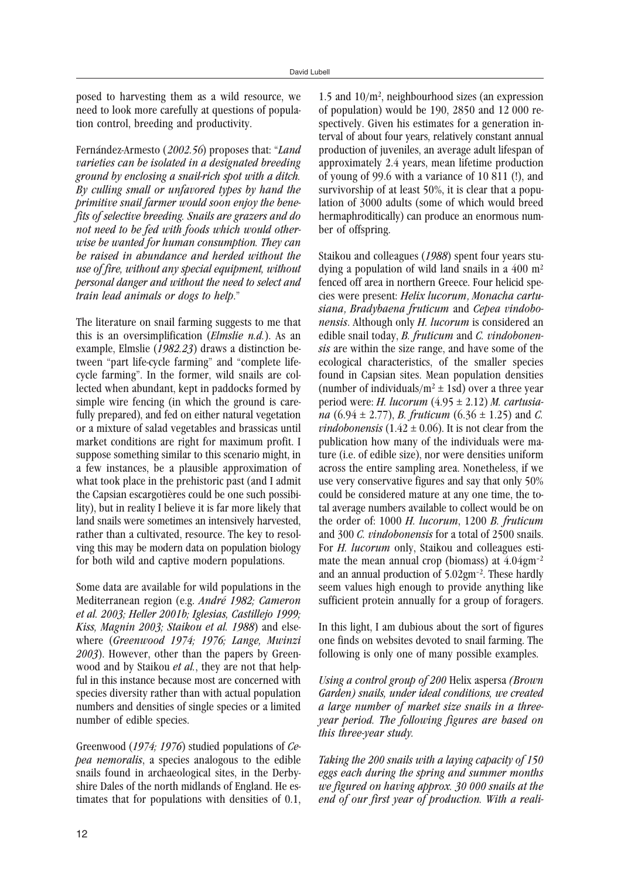posed to harvesting them as a wild resource, we need to look more carefully at questions of population control, breeding and productivity.

Fernández-Armesto (*2002.56*) proposes that: "*Land varieties can be isolated in a designated breeding ground by enclosing a snail-rich spot with a ditch. By culling small or unfavored types by hand the primitive snail farmer would soon enjoy the benefits of selective breeding. Snails are grazers and do not need to be fed with foods which would otherwise be wanted for human consumption. They can be raised in abundance and herded without the use of fire, without any special equipment, without personal danger and without the need to select and train lead animals or dogs to help.*"

The literature on snail farming suggests to me that this is an oversimplification (*Elmslie n.d.*). As an example, Elmslie (*1982.23*) draws a distinction between "part life-cycle farming" and "complete life-cycle farming". In the former, wild snails are collected when abundant, kept in paddocks formed by simple wire fencing (in which the ground is carefully prepared), and fed on either natural vegetation or a mixture of salad vegetables and brassicas until market conditions are right for maximum profit. I suppose something similar to this scenario might, in a few instances, be a plausible approximation of what took place in the prehistoric past (and I admit the Capsian escargotières could be one such possibility), but in reality I believe it is far more likely that land snails were sometimes an intensively harvested, rather than a cultivated, resource. The key to resolving this may be modern data on population biology for both wild and captive modern populations.

Some data are available for wild populations in the Mediterranean region (e.g. *André 1982; Cameron et al. 2003; Heller 2001b; Iglesias, Castillejo 1999; Kiss, Magnin 2003; Staikou et al. 1988*) and elsewhere (*Greenwood 1974; 1976; Lange, Mwinzi 2003*). However, other than the papers by Greenwood and by Staikou *et al.*, they are not that helpful in this instance because most are concerned with species diversity rather than with actual population numbers and densities of single species or a limited number of edible species.

Greenwood (*1974; 1976*) studied populations of *Cepea nemoralis*, a species analogous to the edible snails found in archaeological sites, in the Derbyshire Dales of the north midlands of England. He estimates that for populations with densities of 0.1, 1.5 and $10/m^2$, neighbourhood sizes (an expression of population) would be 190, 2850 and 12 000 respectively. Given his estimates for a generation interval of about four years, relatively constant annual production of juveniles, an average adult lifespan of approximately 2.4 years, mean lifetime production of young of 99.6 with a variance of 10 811 (!), and survivorship of at least 50%, it is clear that a population of 3000 adults (some of which would breed hermaphroditically) can produce an enormous number of offspring.

Staikou and colleagues (*1988*) spent four years studying a population of wild land snails in a 400 $m^2$ fenced off area in northern Greece. Four helicid species were present: ***Helix lucorum***, ***Monacha cartusiana***, ***Bradybaena fruticum*** and ***Cepea vindobonensis***. Although only ***H. lucorum*** is considered an edible snail today, ***B. fruticum*** and ***C. vindobonensis*** are within the size range, and have some of the ecological characteristics, of the smaller species found in Capsian sites. Mean population densities (number of individuals/$m^2 \pm$ 1sd) over a three year period were: *H. lucorum* (4.95 ± 2.12) *M. cartusiana* (6.94 ± 2.77), *B. fruticum* (6.36 ± 1.25) and *C. vindobonensis* (1.42 ± 0.06). It is not clear from the publication how many of the individuals were mature (i.e. of edible size), nor were densities uniform across the entire sampling area. Nonetheless, if we use very conservative figures and say that only 50% could be considered mature at any one time, the total average numbers available to collect would be on the order of: 1000 *H. lucorum*, 1200 *B. fruticum* and 300 *C. vindobonensis* for a total of 2500 snails. For *H. lucorum* only, Staikou and colleagues estimate the mean annual crop (biomass) at $4.04gm^{-2}$ and an annual production of $5.02gm^{-2}$. These hardly seem values high enough to provide anything like sufficient protein annually for a group of foragers.

In this light, I am dubious about the sort of figures one finds on websites devoted to snail farming. The following is only one of many possible examples.

*Using a control group of 200* Helix aspersa *(Brown Garden) snails, under ideal conditions, we created a large number of market size snails in a three-year period. The following figures are based on this three-year study.*

*Taking the 200 snails with a laying capacity of 150 eggs each during the spring and summer months we figured on having approx. 30 000 snails at the end of our first year of production. With a reali-*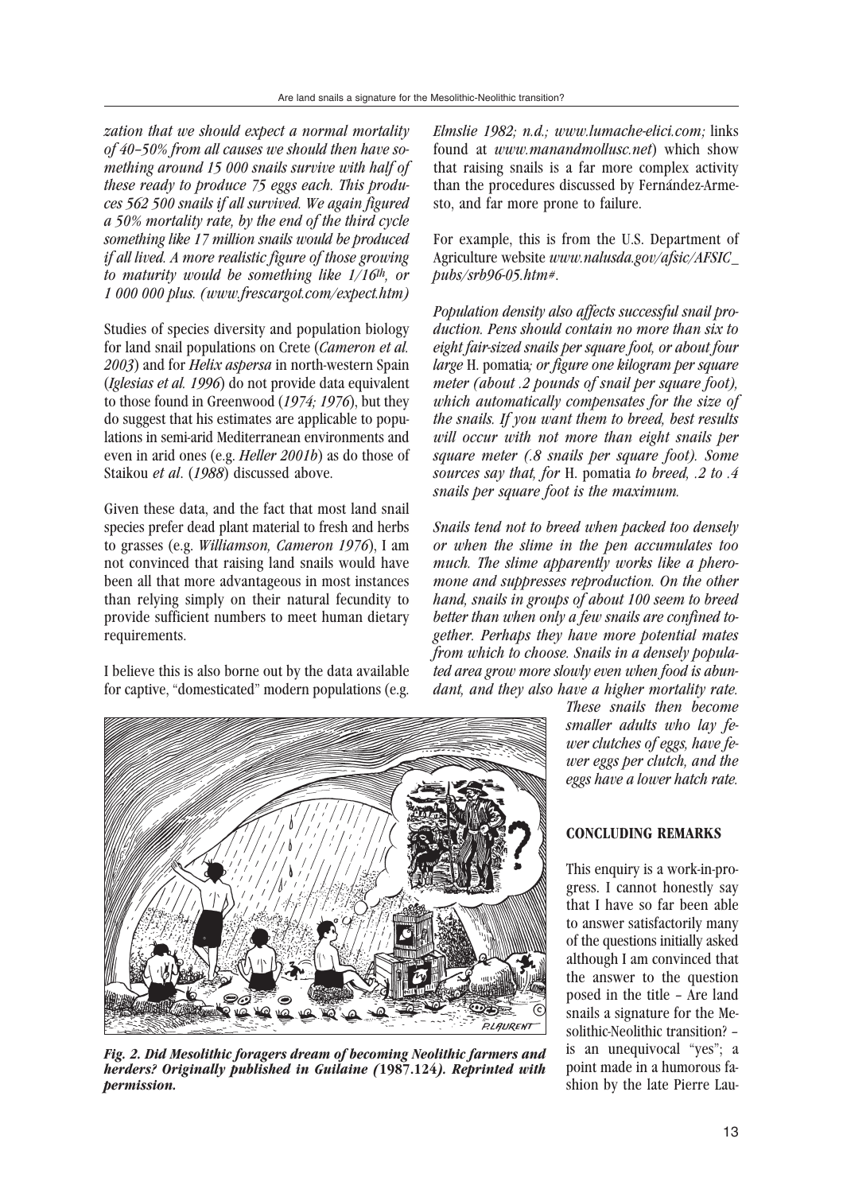*zation that we should expect a normal mortality of 40–50% from all causes we should then have something around 15 000 snails survive with half of these ready to produce 75 eggs each. This produces 562 500 snails if all survived. We again figured a 50% mortality rate, by the end of the third cycle something like 17 million snails would be produced if all lived. A more realistic figure of those growing to maturity would be something like 1/16th, or 1 000 000 plus. (www.frescargot.com/expect.htm)*

Studies of species diversity and population biology for land snail populations on Crete (*Cameron et al. 2003*) and for *Helix aspersa* in north-western Spain (*Iglesias et al. 1996*) do not provide data equivalent to those found in Greenwood (*1974; 1976*), but they do suggest that his estimates are applicable to populations in semi-arid Mediterranean environments and even in arid ones (e.g. *Heller 2001b*) as do those of Staikou *et al*. (*1988*) discussed above.

Given these data, and the fact that most land snail species prefer dead plant material to fresh and herbs to grasses (e.g. *Williamson, Cameron 1976*), I am not convinced that raising land snails would have been all that more advantageous in most instances than relying simply on their natural fecundity to provide sufficient numbers to meet human dietary requirements.

I believe this is also borne out by the data available for captive, "domesticated" modern populations (e.g. *Elmslie 1982; n.d.; www.lumache-elici.com;* links found at *www.manandmollusc.net*) which show that raising snails is a far more complex activity than the procedures discussed by Fernández-Armesto, and far more prone to failure.

For example, this is from the U.S. Department of Agriculture website *www.nalusda.gov/afsic/AFSIC_pubs/srb96-05.htm#*.

*Population density also affects successful snail production. Pens should contain no more than six to eight fair-sized snails per square foot, or about four large* H. pomatia*; or figure one kilogram per square meter (about .2 pounds of snail per square foot), which automatically compensates for the size of the snails. If you want them to breed, best results will occur with not more than eight snails per square meter (.8 snails per square foot). Some sources say that, for* H. pomatia *to breed, .2 to .4 snails per square foot is the maximum.*

*Snails tend not to breed when packed too densely or when the slime in the pen accumulates too much. The slime apparently works like a pheromone and suppresses reproduction. On the other hand, snails in groups of about 100 seem to breed better than when only a few snails are confined together. Perhaps they have more potential mates from which to choose. Snails in a densely populated area grow more slowly even when food is abundant, and they also have a higher mortality rate. These snails then become smaller adults who lay fewer clutches of eggs, have fewer eggs per clutch, and the eggs have a lower hatch rate.*

***Fig. 2. Did Mesolithic foragers dream of becoming Neolithic farmers and herders? Originally published in Guilaine (*1987.124*). Reprinted with permission.***

## CONCLUDING REMARKS

This enquiry is a work-in-progress. I cannot honestly say that I have so far been able to answer satisfactorily many of the questions initially asked although I am convinced that the answer to the question posed in the title – Are land snails a signature for the Mesolithic-Neolithic transition? – is an unequivocal "yes"; a point made in a humorous fashion by the late Pierre Lau-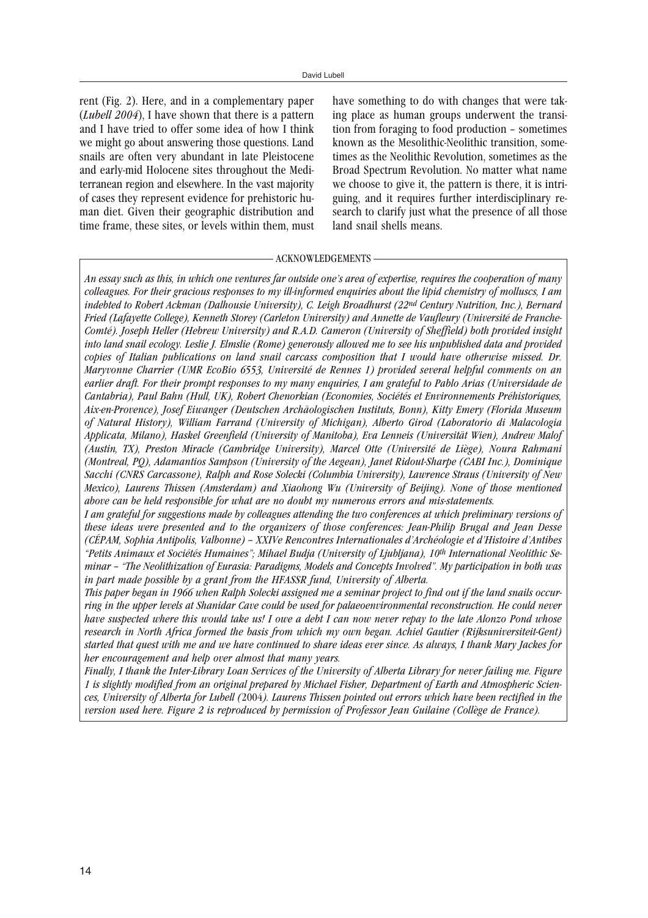rent (Fig. 2). Here, and in a complementary paper (*Lubell 2004*), I have shown that there is a pattern and I have tried to offer some idea of how I think we might go about answering those questions. Land snails are often very abundant in late Pleistocene and early-mid Holocene sites throughout the Mediterranean region and elsewhere. In the vast majority of cases they represent evidence for prehistoric human diet. Given their geographic distribution and time frame, these sites, or levels within them, must have something to do with changes that were taking place as human groups underwent the transition from foraging to food production – sometimes known as the Mesolithic-Neolithic transition, sometimes as the Neolithic Revolution, sometimes as the Broad Spectrum Revolution. No matter what name we choose to give it, the pattern is there, it is intriguing, and it requires further interdisciplinary research to clarify just what the presence of all those land snail shells means.

## ACKNOWLEDGEMENTS

*An essay such as this, in which one ventures far outside one's area of expertise, requires the cooperation of many colleagues. For their gracious responses to my ill-informed enquiries about the lipid chemistry of molluscs, I am indebted to Robert Ackman (Dalhousie University), C. Leigh Broadhurst (22nd Century Nutrition, Inc.), Bernard Fried (Lafayette College), Kenneth Storey (Carleton University) and Annette de Vaufleury (Université de Franche-Comté). Joseph Heller (Hebrew University) and R.A.D. Cameron (University of Sheffield) both provided insight into land snail ecology. Leslie J. Elmslie (Rome) generously allowed me to see his unpublished data and provided copies of Italian publications on land snail carcass composition that I would have otherwise missed. Dr. Maryvonne Charrier (UMR EcoBio 6553, Université de Rennes 1) provided several helpful comments on an earlier draft. For their prompt responses to my many enquiries, I am grateful to Pablo Arias (Universidade de Cantabria), Paul Bahn (Hull, UK), Robert Chenorkian (Economies, Sociétés et Environnements Préhistoriques, Aix-en-Provence), Josef Eiwanger (Deutschen Archäologischen Instituts, Bonn), Kitty Emery (Florida Museum of Natural History), William Farrand (University of Michigan), Alberto Girod (Laboratorio di Malacologia Applicata, Milano), Haskel Greenfield (University of Manitoba), Eva Lenneis (Universität Wien), Andrew Malof (Austin, TX), Preston Miracle (Cambridge University), Marcel Otte (Université de Liège), Noura Rahmani (Montreal, PQ), Adamantios Sampson (University of the Aegean), Janet Ridout-Sharpe (CABI Inc.), Dominique Sacchi (CNRS Carcassone), Ralph and Rose Solecki (Columbia University), Lawrence Straus (University of New Mexico), Laurens Thissen (Amsterdam) and Xiaohong Wu (University of Beijing). None of those mentioned above can be held responsible for what are no doubt my numerous errors and mis-statements.*

*I am grateful for suggestions made by colleagues attending the two conferences at which preliminary versions of these ideas were presented and to the organizers of those conferences: Jean-Philip Brugal and Jean Desse (CÉPAM, Sophia Antipolis, Valbonne) – XXIVe Rencontres Internationales d'Archéologie et d'Histoire d'Antibes "Petits Animaux et Sociétés Humaines"; Mihael Budja (University of Ljubljana), 10th International Neolithic Seminar – "The Neolithization of Eurasia: Paradigms, Models and Concepts Involved". My participation in both was in part made possible by a grant from the HFASSR fund, University of Alberta.*

*This paper began in 1966 when Ralph Solecki assigned me a seminar project to find out if the land snails occurring in the upper levels at Shanidar Cave could be used for palaeoenvironmental reconstruction. He could never have suspected where this would take us! I owe a debt I can now never repay to the late Alonzo Pond whose research in North Africa formed the basis from which my own began. Achiel Gautier (Rijksuniversiteit-Gent) started that quest with me and we have continued to share ideas ever since. As always, I thank Mary Jackes for her encouragement and help over almost that many years.*

*Finally, I thank the Inter-Library Loan Services of the University of Alberta Library for never failing me. Figure 1 is slightly modified from an original prepared by Michael Fisher, Department of Earth and Atmospheric Sciences, University of Alberta for Lubell (2004). Laurens Thissen pointed out errors which have been rectified in the version used here. Figure 2 is reproduced by permission of Professor Jean Guilaine (Collège de France).*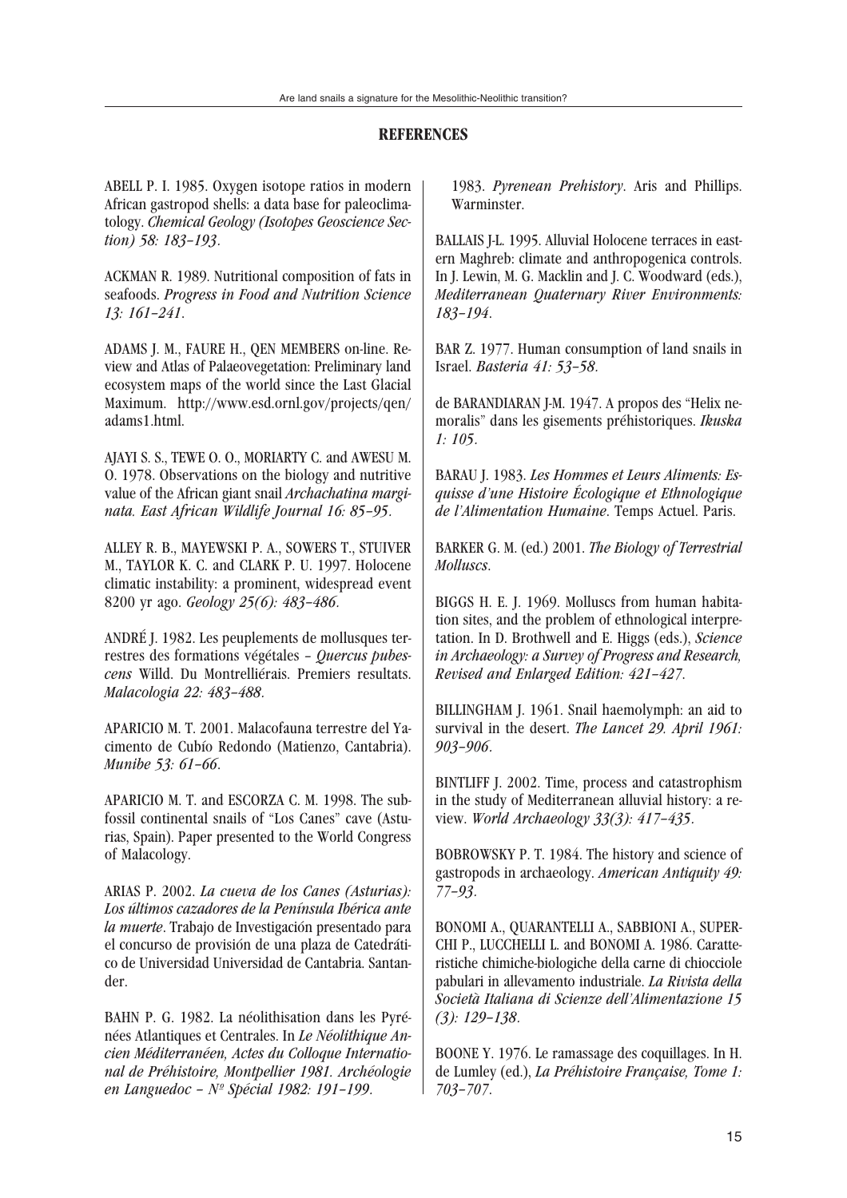## REFERENCES

ABELL P. I. 1985. Oxygen isotope ratios in modern African gastropod shells: a data base for paleoclimatology. *Chemical Geology (Isotopes Geoscience Section) 58: 183–193*.

ACKMAN R. 1989. Nutritional composition of fats in seafoods. *Progress in Food and Nutrition Science 13: 161–241*.

ADAMS J. M., FAURE H., QEN MEMBERS on-line. Review and Atlas of Palaeovegetation: Preliminary land ecosystem maps of the world since the Last Glacial Maximum. http://www.esd.ornl.gov/projects/qen/adams1.html.

AJAYI S. S., TEWE O. O., MORIARTY C. and AWESU M. O. 1978. Observations on the biology and nutritive value of the African giant snail *Archachatina marginata. East African Wildlife Journal 16: 85–95*.

ALLEY R. B., MAYEWSKI P. A., SOWERS T., STUIVER M., TAYLOR K. C. and CLARK P. U. 1997. Holocene climatic instability: a prominent, widespread event 8200 yr ago. *Geology 25(6): 483–486*.

ANDRÉ J. 1982. Les peuplements de mollusques terrestres des formations végétales – *Quercus pubescens* Willd. Du Montrelliérais. Premiers resultats. *Malacologia 22: 483–488*.

APARICIO M. T. 2001. Malacofauna terrestre del Yacimento de Cubío Redondo (Matienzo, Cantabria). *Munibe 53: 61–66*.

APARICIO M. T. and ESCORZA C. M. 1998. The subfossil continental snails of "Los Canes" cave (Asturias, Spain). Paper presented to the World Congress of Malacology.

ARIAS P. 2002. *La cueva de los Canes (Asturias): Los últimos cazadores de la Península Ibérica ante la muerte*. Trabajo de Investigación presentado para el concurso de provisión de una plaza de Catedrático de Universidad Universidad de Cantabria. Santander.

BAHN P. G. 1982. La néolithisation dans les Pyrénées Atlantiques et Centrales. In *Le Néolithique Ancien Méditerranéen, Actes du Colloque International de Préhistoire, Montpellier 1981. Archéologie en Languedoc – Nº Spécial 1982: 191–199*.

1983. *Pyrenean Prehistory*. Aris and Phillips. Warminster.

BALLAIS J-L. 1995. Alluvial Holocene terraces in eastern Maghreb: climate and anthropogenica controls. In J. Lewin, M. G. Macklin and J. C. Woodward (eds.), *Mediterranean Quaternary River Environments: 183–194*.

BAR Z. 1977. Human consumption of land snails in Israel. *Basteria 41: 53–58*.

de BARANDIARAN J-M. 1947. A propos des "Helix nemoralis" dans les gisements préhistoriques. *Ikuska 1: 105*.

BARAU J. 1983. *Les Hommes et Leurs Aliments: Esquisse d'une Histoire Écologique et Ethnologique de l'Alimentation Humaine*. Temps Actuel. Paris.

BARKER G. M. (ed.) 2001. *The Biology of Terrestrial Molluscs*.

BIGGS H. E. J. 1969. Molluscs from human habitation sites, and the problem of ethnological interpretation. In D. Brothwell and E. Higgs (eds.), *Science in Archaeology: a Survey of Progress and Research, Revised and Enlarged Edition: 421–427*.

BILLINGHAM J. 1961. Snail haemolymph: an aid to survival in the desert. *The Lancet 29. April 1961: 903–906*.

BINTLIFF J. 2002. Time, process and catastrophism in the study of Mediterranean alluvial history: a review. *World Archaeology 33(3): 417–435*.

BOBROWSKY P. T. 1984. The history and science of gastropods in archaeology. *American Antiquity 49: 77–93*.

BONOMI A., QUARANTELLI A., SABBIONI A., SUPERCHI P., LUCCHELLI L. and BONOMI A. 1986. Caratteristiche chimiche-biologiche della carne di chiocciole pabulari in allevamento industriale. *La Rivista della Società Italiana di Scienze dell'Alimentazione 15 (3): 129–138*.

BOONE Y. 1976. Le ramassage des coquillages. In H. de Lumley (ed.), *La Préhistoire Française, Tome 1: 703–707*.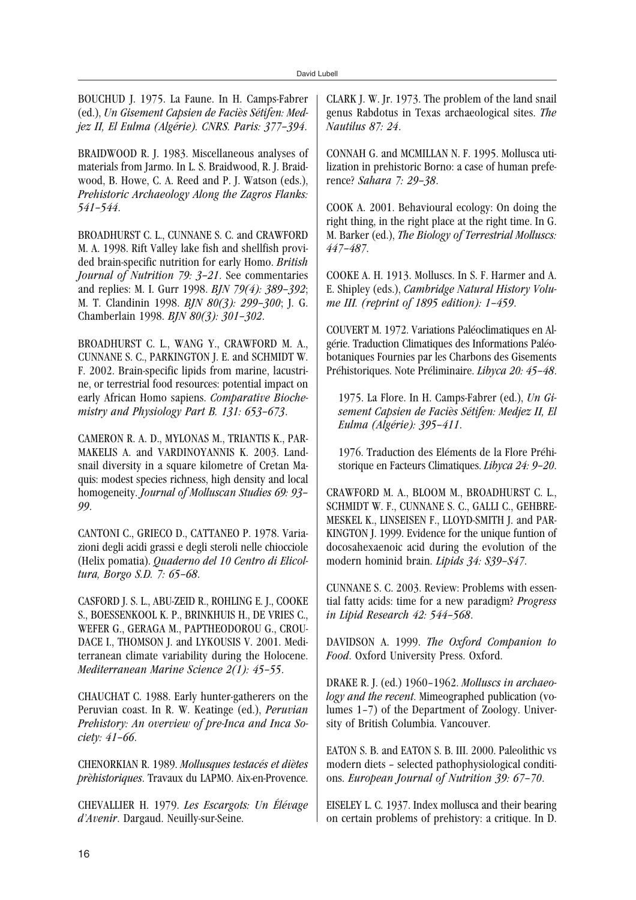BOUCHUD J. 1975. La Faune. In H. Camps-Fabrer (ed.), *Un Gisement Capsien de Faciès Sétifen: Medjez II, El Eulma (Algérie). CNRS. Paris: 377–394.*

BRAIDWOOD R. J. 1983. Miscellaneous analyses of materials from Jarmo. In L. S. Braidwood, R. J. Braidwood, B. Howe, C. A. Reed and P. J. Watson (eds.), *Prehistoric Archaeology Along the Zagros Flanks: 541–544.*

BROADHURST C. L., CUNNANE S. C. and CRAWFORD M. A. 1998. Rift Valley lake fish and shellfish provided brain-specific nutrition for early Homo. *British Journal of Nutrition 79: 3–21.* See commentaries and replies: M. I. Gurr 1998. *BJN 79(4): 389–392*; M. T. Clandinin 1998. *BJN 80(3): 299–300*; J. G. Chamberlain 1998. *BJN 80(3): 301–302.*

BROADHURST C. L., WANG Y., CRAWFORD M. A., CUNNANE S. C., PARKINGTON J. E. and SCHMIDT W. F. 2002. Brain-specific lipids from marine, lacustrine, or terrestrial food resources: potential impact on early African Homo sapiens. *Comparative Biochemistry and Physiology Part B. 131: 653–673.*

CAMERON R. A. D., MYLONAS M., TRIANTIS K., PARMAKELIS A. and VARDINOYANNIS K. 2003. Landsnail diversity in a square kilometre of Cretan Maquis: modest species richness, high density and local homogeneity. *Journal of Molluscan Studies 69: 93–99.*

CANTONI C., GRIECO D., CATTANEO P. 1978. Variazioni degli acidi grassi e degli steroli nelle chiocciole (Helix pomatia). *Quaderno del 10 Centro di Elicoltura, Borgo S.D. 7: 65–68.*

CASFORD J. S. L., ABU-ZEID R., ROHLING E. J., COOKE S., BOESSENKOOL K. P., BRINKHUIS H., DE VRIES C., WEFER G., GERAGA M., PAPTHEODOROU G., CROUDACE I., THOMSON J. and LYKOUSIS V. 2001. Mediterranean climate variability during the Holocene. *Mediterranean Marine Science 2(1): 45–55.*

CHAUCHAT C. 1988. Early hunter-gatherers on the Peruvian coast. In R. W. Keatinge (ed.), *Peruvian Prehistory: An overview of pre-Inca and Inca Society: 41–66.*

CHENORKIAN R. 1989. *Mollusques testacés et diètes prèhistoriques*. Travaux du LAPMO. Aix-en-Provence.

CHEVALLIER H. 1979. *Les Escargots: Un Élévage d'Avenir*. Dargaud. Neuilly-sur-Seine.

CLARK J. W. Jr. 1973. The problem of the land snail genus Rabdotus in Texas archaeological sites. *The Nautilus 87: 24.*

CONNAH G. and MCMILLAN N. F. 1995. Mollusca utilization in prehistoric Borno: a case of human preference? *Sahara 7: 29–38.*

COOK A. 2001. Behavioural ecology: On doing the right thing, in the right place at the right time. In G. M. Barker (ed.), *The Biology of Terrestrial Molluscs: 447–487.*

COOKE A. H. 1913. Molluscs. In S. F. Harmer and A. E. Shipley (eds.), *Cambridge Natural History Volume III. (reprint of 1895 edition): 1–459.*

COUVERT M. 1972. Variations Paléoclimatiques en Algérie. Traduction Climatiques des Informations Paléobotaniques Fournies par les Charbons des Gisements Préhistoriques. Note Préliminaire. *Libyca 20: 45–48.*

1975. La Flore. In H. Camps-Fabrer (ed.), *Un Gisement Capsien de Faciès Sétifen: Medjez II, El Eulma (Algérie): 395–411.*

1976. Traduction des Eléments de la Flore Préhistorique en Facteurs Climatiques. *Libyca 24: 9–20.*

CRAWFORD M. A., BLOOM M., BROADHURST C. L., SCHMIDT W. F., CUNNANE S. C., GALLI C., GEHBREMESKEL K., LINSEISEN F., LLOYD-SMITH J. and PARKINGTON J. 1999. Evidence for the unique funtion of docosahexaenoic acid during the evolution of the modern hominid brain. *Lipids 34: S39–S47.*

CUNNANE S. C. 2003. Review: Problems with essential fatty acids: time for a new paradigm? *Progress in Lipid Research 42: 544–568.*

DAVIDSON A. 1999. *The Oxford Companion to Food*. Oxford University Press. Oxford.

DRAKE R. J. (ed.) 1960–1962. *Molluscs in archaeology and the recent.* Mimeographed publication (volumes 1–7) of the Department of Zoology. University of British Columbia. Vancouver.

EATON S. B. and EATON S. B. III. 2000. Paleolithic vs modern diets – selected pathophysiological conditions. *European Journal of Nutrition 39: 67–70.*

EISELEY L. C. 1937. Index mollusca and their bearing on certain problems of prehistory: a critique. In D.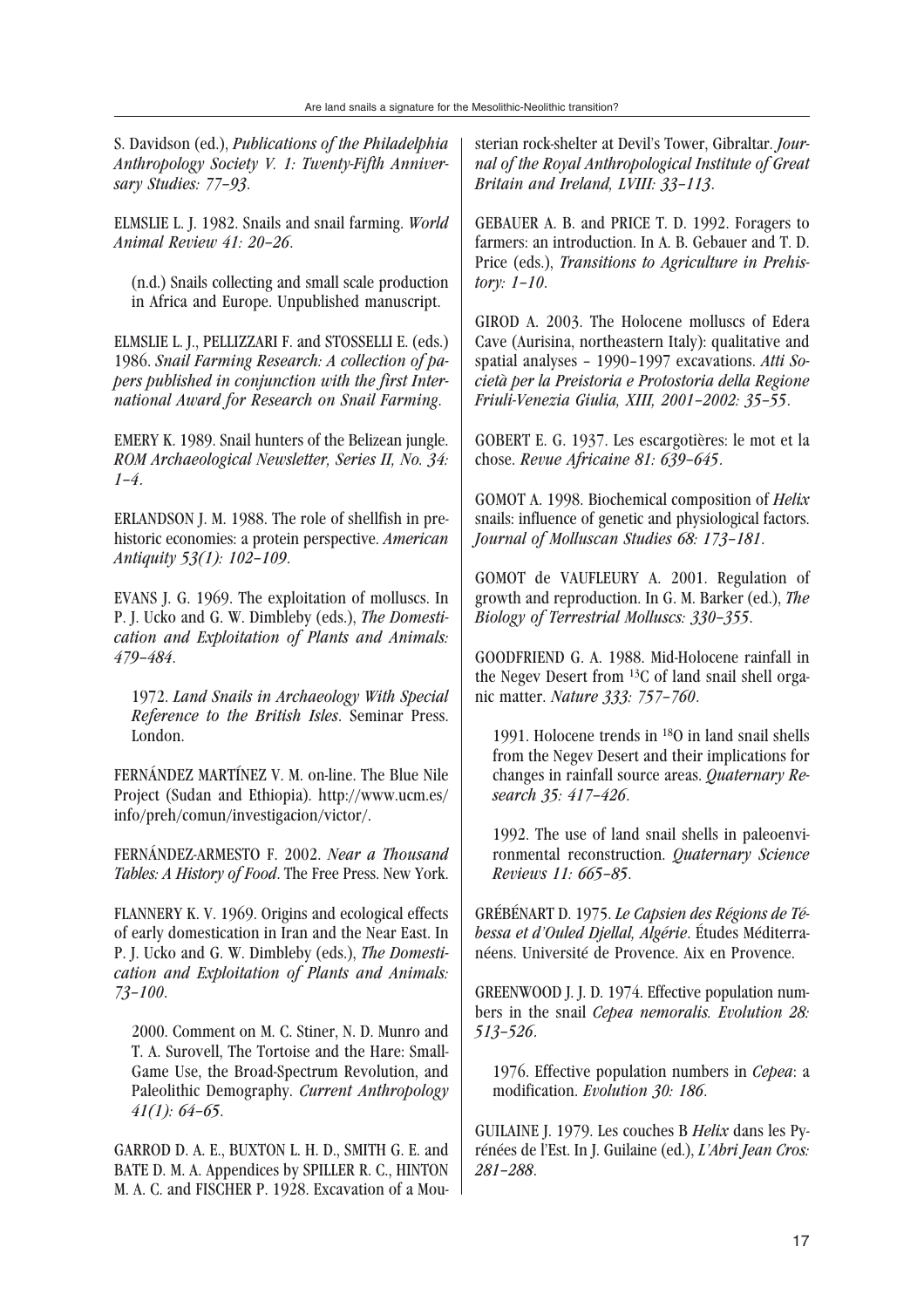S. Davidson (ed.), *Publications of the Philadelphia Anthropology Society V. 1: Twenty-Fifth Anniversary Studies: 77–93*.

ELMSLIE L. J. 1982. Snails and snail farming. *World Animal Review 41: 20–26*.

(n.d.) Snails collecting and small scale production in Africa and Europe. Unpublished manuscript.

ELMSLIE L. J., PELLIZZARI F. and STOSSELLI E. (eds.) 1986. *Snail Farming Research: A collection of papers published in conjunction with the first International Award for Research on Snail Farming*.

EMERY K. 1989. Snail hunters of the Belizean jungle. *ROM Archaeological Newsletter, Series II, No. 34: 1–4*.

ERLANDSON J. M. 1988. The role of shellfish in prehistoric economies: a protein perspective. *American Antiquity 53(1): 102–109*.

EVANS J. G. 1969. The exploitation of molluscs. In P. J. Ucko and G. W. Dimbleby (eds.), *The Domestication and Exploitation of Plants and Animals: 479–484*.

1972. *Land Snails in Archaeology With Special Reference to the British Isles*. Seminar Press. London.

FERNÁNDEZ MARTÍNEZ V. M. on-line. The Blue Nile Project (Sudan and Ethiopia). http://www.ucm.es/info/preh/comun/investigacion/victor/.

FERNÁNDEZ-ARMESTO F. 2002. *Near a Thousand Tables: A History of Food*. The Free Press. New York.

FLANNERY K. V. 1969. Origins and ecological effects of early domestication in Iran and the Near East. In P. J. Ucko and G. W. Dimbleby (eds.), *The Domestication and Exploitation of Plants and Animals: 73–100*.

2000. Comment on M. C. Stiner, N. D. Munro and T. A. Surovell, The Tortoise and the Hare: Small-Game Use, the Broad-Spectrum Revolution, and Paleolithic Demography. *Current Anthropology 41(1): 64–65*.

GARROD D. A. E., BUXTON L. H. D., SMITH G. E. and BATE D. M. A. Appendices by SPILLER R. C., HINTON M. A. C. and FISCHER P. 1928. Excavation of a Mousterian rock-shelter at Devil's Tower, Gibraltar. *Journal of the Royal Anthropological Institute of Great Britain and Ireland, LVIII: 33–113*.

GEBAUER A. B. and PRICE T. D. 1992. Foragers to farmers: an introduction. In A. B. Gebauer and T. D. Price (eds.), *Transitions to Agriculture in Prehistory: 1–10*.

GIROD A. 2003. The Holocene molluscs of Edera Cave (Aurisina, northeastern Italy): qualitative and spatial analyses – 1990–1997 excavations. *Atti Società per la Preistoria e Protostoria della Regione Friuli-Venezia Giulia, XIII, 2001–2002: 35–55*.

GOBERT E. G. 1937. Les escargotières: le mot et la chose. *Revue Africaine 81: 639–645*.

GOMOT A. 1998. Biochemical composition of *Helix* snails: influence of genetic and physiological factors. *Journal of Molluscan Studies 68: 173–181*.

GOMOT de VAUFLEURY A. 2001. Regulation of growth and reproduction. In G. M. Barker (ed.), *The Biology of Terrestrial Molluscs: 330–355*.

GOODFRIEND G. A. 1988. Mid-Holocene rainfall in the Negev Desert from $^{13}C$ of land snail shell organic matter. *Nature 333: 757–760*.

1991. Holocene trends in $^{18}O$ in land snail shells from the Negev Desert and their implications for changes in rainfall source areas. *Quaternary Research 35: 417–426*.

1992. The use of land snail shells in paleoenvironmental reconstruction. *Quaternary Science Reviews 11: 665–85*.

GRÉBÉNART D. 1975. *Le Capsien des Régions de Tébessa et d'Ouled Djellal, Algérie*. Études Méditerranéens. Université de Provence. Aix en Provence.

GREENWOOD J. J. D. 1974. Effective population numbers in the snail *Cepea nemoralis. Evolution 28: 513–526*.

1976. Effective population numbers in *Cepea*: a modification. *Evolution 30: 186*.

GUILAINE J. 1979. Les couches B *Helix* dans les Pyrénées de l'Est. In J. Guilaine (ed.), *L'Abri Jean Cros: 281–288*.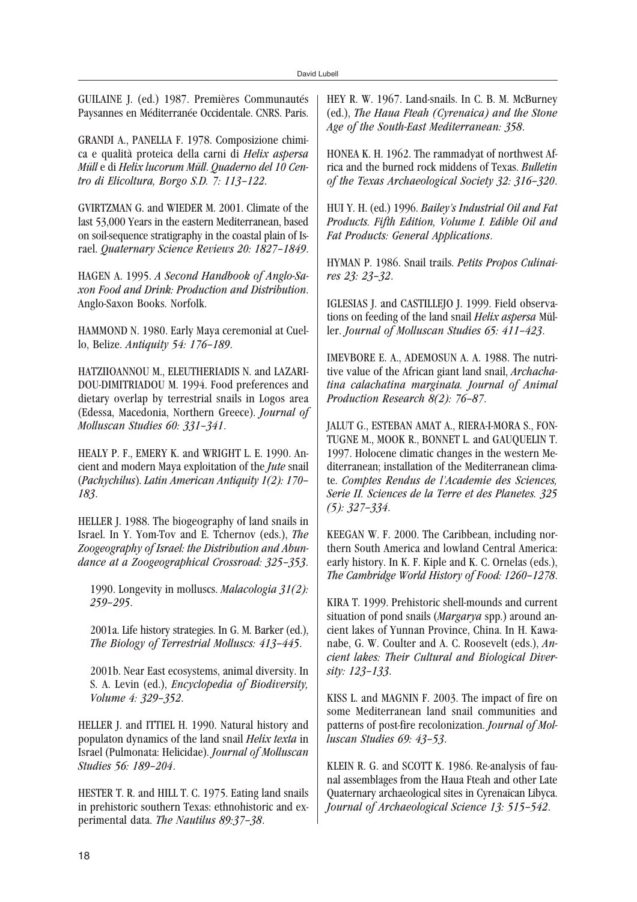GUILAINE J. (ed.) 1987. Premières Communautés Paysannes en Méditerranée Occidentale. CNRS. Paris.

GRANDI A., PANELLA F. 1978. Composizione chimica e qualità proteica della carni di *Helix aspersa Müll* e di *Helix lucorum Müll*. *Quaderno del 10 Centro di Elicoltura, Borgo S.D. 7: 113–122*.

GVIRTZMAN G. and WIEDER M. 2001. Climate of the last 53,000 Years in the eastern Mediterranean, based on soil-sequence stratigraphy in the coastal plain of Israel. *Quaternary Science Reviews 20: 1827–1849*.

HAGEN A. 1995. *A Second Handbook of Anglo-Saxon Food and Drink: Production and Distribution*. Anglo-Saxon Books. Norfolk.

HAMMOND N. 1980. Early Maya ceremonial at Cuello, Belize. *Antiquity 54: 176–189*.

HATZIIOANNOU M., ELEUTHERIADIS N. and LAZARIDOU-DIMITRIADOU M. 1994. Food preferences and dietary overlap by terrestrial snails in Logos area (Edessa, Macedonia, Northern Greece). *Journal of Molluscan Studies 60: 331–341*.

HEALY P. F., EMERY K. and WRIGHT L. E. 1990. Ancient and modern Maya exploitation of the *Jute* snail (*Pachychilus*). *Latin American Antiquity 1(2): 170–183*.

HELLER J. 1988. The biogeography of land snails in Israel. In Y. Yom-Tov and E. Tchernov (eds.), *The Zoogeography of Israel: the Distribution and Abundance at a Zoogeographical Crossroad: 325–353*.

1990. Longevity in molluscs. *Malacologia 31(2): 259–295*.

2001a. Life history strategies. In G. M. Barker (ed.), *The Biology of Terrestrial Molluscs: 413–445*.

2001b. Near East ecosystems, animal diversity. In S. A. Levin (ed.), *Encyclopedia of Biodiversity, Volume 4: 329–352*.

HELLER J. and ITTIEL H. 1990. Natural history and populaton dynamics of the land snail *Helix texta* in Israel (Pulmonata: Helicidae). *Journal of Molluscan Studies 56: 189–204*.

HESTER T. R. and HILL T. C. 1975. Eating land snails in prehistoric southern Texas: ethnohistoric and experimental data. *The Nautilus 89:37–38*.

HEY R. W. 1967. Land-snails. In C. B. M. McBurney (ed.), *The Haua Fteah (Cyrenaica) and the Stone Age of the South-East Mediterranean: 358*.

HONEA K. H. 1962. The rammadyat of northwest Africa and the burned rock middens of Texas. *Bulletin of the Texas Archaeological Society 32: 316–320*.

HUI Y. H. (ed.) 1996. *Bailey's Industrial Oil and Fat Products. Fifth Edition, Volume I. Edible Oil and Fat Products: General Applications*.

HYMAN P. 1986. Snail trails. *Petits Propos Culinaires 23: 23–32*.

IGLESIAS J. and CASTILLEJO J. 1999. Field observations on feeding of the land snail *Helix aspersa* Müller. *Journal of Molluscan Studies 65: 411–423*.

IMEVBORE E. A., ADEMOSUN A. A. 1988. The nutritive value of the African giant land snail, *Archachatina calachatina marginata*. *Journal of Animal Production Research 8(2): 76–87*.

JALUT G., ESTEBAN AMAT A., RIERA-I-MORA S., FONTUGNE M., MOOK R., BONNET L. and GAUQUELIN T. 1997. Holocene climatic changes in the western Mediterranean; installation of the Mediterranean climate. *Comptes Rendus de l'Academie des Sciences, Serie II. Sciences de la Terre et des Planetes. 325 (5): 327–334*.

KEEGAN W. F. 2000. The Caribbean, including northern South America and lowland Central America: early history. In K. F. Kiple and K. C. Ornelas (eds.), *The Cambridge World History of Food: 1260–1278*.

KIRA T. 1999. Prehistoric shell-mounds and current situation of pond snails (*Margarya* spp.) around ancient lakes of Yunnan Province, China. In H. Kawanabe, G. W. Coulter and A. C. Roosevelt (eds.), *Ancient lakes: Their Cultural and Biological Diversity: 123–133*.

KISS L. and MAGNIN F. 2003. The impact of fire on some Mediterranean land snail communities and patterns of post-fire recolonization. *Journal of Molluscan Studies 69: 43–53*.

KLEIN R. G. and SCOTT K. 1986. Re-analysis of faunal assemblages from the Haua Fteah and other Late Quaternary archaeological sites in Cyrenaïcan Libyca. *Journal of Archaeological Science 13: 515–542.*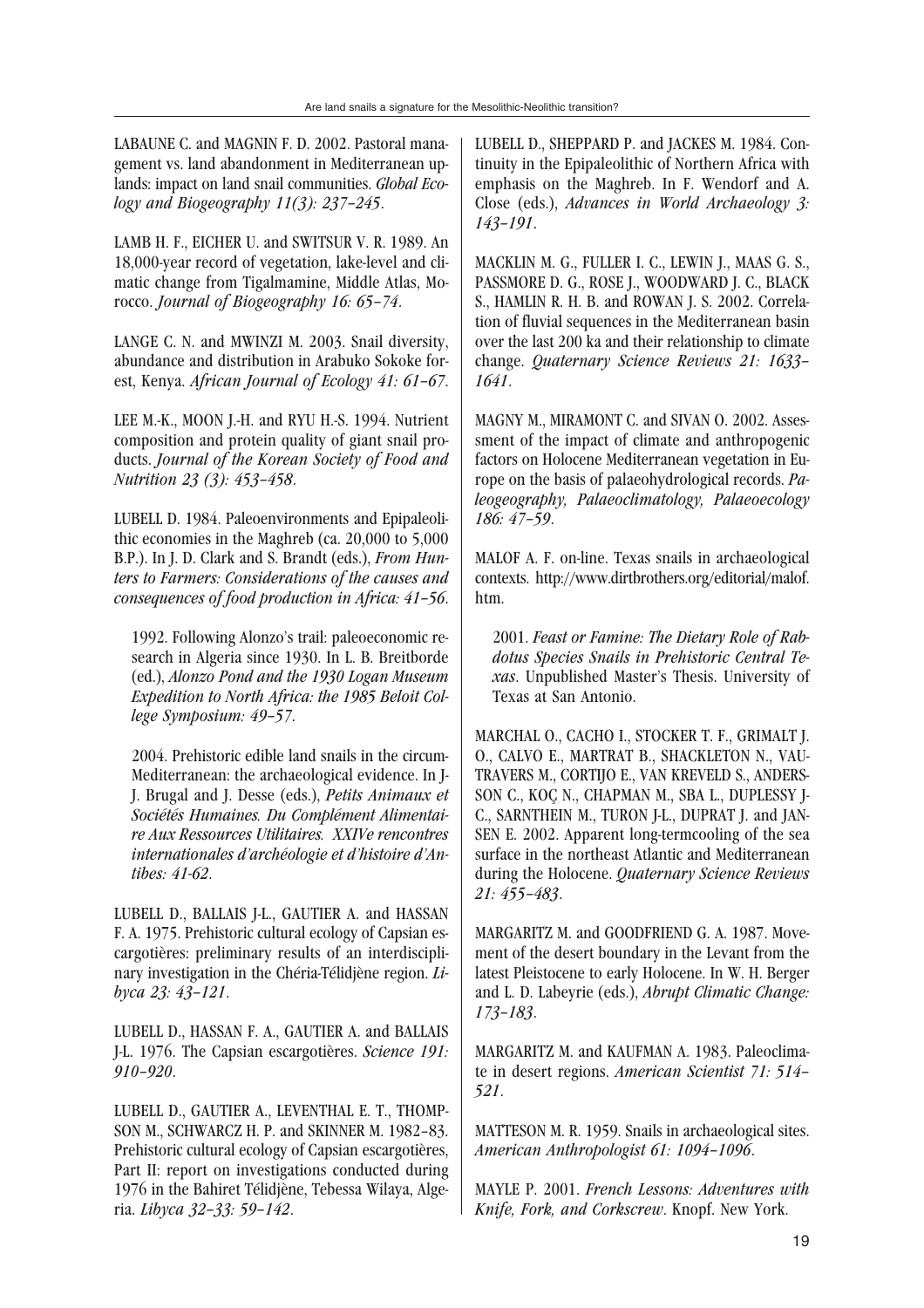LABAUNE C. and MAGNIN F. D. 2002. Pastoral management vs. land abandonment in Mediterranean uplands: impact on land snail communities. *Global Ecology and Biogeography 11(3): 237–245.*

LAMB H. F., EICHER U. and SWITSUR V. R. 1989. An 18,000-year record of vegetation, lake-level and climatic change from Tigalmamine, Middle Atlas, Morocco. *Journal of Biogeography 16: 65–74.*

LANGE C. N. and MWINZI M. 2003. Snail diversity, abundance and distribution in Arabuko Sokoke forest, Kenya. *African Journal of Ecology 41: 61–67.*

LEE M.-K., MOON J.-H. and RYU H.-S. 1994. Nutrient composition and protein quality of giant snail products. *Journal of the Korean Society of Food and Nutrition 23 (3): 453–458.*

LUBELL D. 1984. Paleoenvironments and Epipaleolithic economies in the Maghreb (ca. 20,000 to 5,000 B.P.). In J. D. Clark and S. Brandt (eds.), *From Hunters to Farmers: Considerations of the causes and consequences of food production in Africa: 41–56.*

1992. Following Alonzo's trail: paleoeconomic research in Algeria since 1930. In L. B. Breitborde (ed.), *Alonzo Pond and the 1930 Logan Museum Expedition to North Africa: the 1985 Beloit College Symposium: 49–57.*

2004. Prehistoric edible land snails in the circum-Mediterranean: the archaeological evidence. In J-J. Brugal and J. Desse (eds.), *Petits Animaux et Sociétés Humaines. Du Complément Alimentaire Aux Ressources Utilitaires. XXIVe rencontres internationales d'archéologie et d'histoire d'Antibes: 41-62.*

LUBELL D., BALLAIS J-L., GAUTIER A. and HASSAN F. A. 1975. Prehistoric cultural ecology of Capsian escargotières: preliminary results of an interdisciplinary investigation in the Chéria-Télidjène region. *Libyca 23: 43–121.*

LUBELL D., HASSAN F. A., GAUTIER A. and BALLAIS J-L. 1976. The Capsian escargotières. *Science 191: 910–920.*

LUBELL D., GAUTIER A., LEVENTHAL E. T., THOMPSON M., SCHWARCZ H. P. and SKINNER M. 1982–83. Prehistoric cultural ecology of Capsian escargotières, Part II: report on investigations conducted during 1976 in the Bahiret Télidjène, Tebessa Wilaya, Algeria. *Libyca 32–33: 59–142.*

LUBELL D., SHEPPARD P. and JACKES M. 1984. Continuity in the Epipaleolithic of Northern Africa with emphasis on the Maghreb. In F. Wendorf and A. Close (eds.), *Advances in World Archaeology 3: 143–191.*

MACKLIN M. G., FULLER I. C., LEWIN J., MAAS G. S., PASSMORE D. G., ROSE J., WOODWARD J. C., BLACK S., HAMLIN R. H. B. and ROWAN J. S. 2002. Correlation of fluvial sequences in the Mediterranean basin over the last 200 ka and their relationship to climate change. *Quaternary Science Reviews 21: 1633–1641.*

MAGNY M., MIRAMONT C. and SIVAN O. 2002. Assessment of the impact of climate and anthropogenic factors on Holocene Mediterranean vegetation in Europe on the basis of palaeohydrological records. *Paleogeography, Palaeoclimatology, Palaeoecology 186: 47–59.*

MALOF A. F. on-line. Texas snails in archaeological contexts. http://www.dirtbrothers.org/editorial/malof.htm.

2001. *Feast or Famine: The Dietary Role of Rabdotus Species Snails in Prehistoric Central Texas*. Unpublished Master's Thesis. University of Texas at San Antonio.

MARCHAL O., CACHO I., STOCKER T. F., GRIMALT J. O., CALVO E., MARTRAT B., SHACKLETON N., VAUTRAVERS M., CORTIJO E., VAN KREVELD S., ANDERSSON C., KOÇ N., CHAPMAN M., SBA L., DUPLESSY J-C., SARNTHEIN M., TURON J-L., DUPRAT J. and JANSEN E. 2002. Apparent long-termcooling of the sea surface in the northeast Atlantic and Mediterranean during the Holocene. *Quaternary Science Reviews 21: 455–483.*

MARGARITZ M. and GOODFRIEND G. A. 1987. Movement of the desert boundary in the Levant from the latest Pleistocene to early Holocene. In W. H. Berger and L. D. Labeyrie (eds.), *Abrupt Climatic Change: 173–183.*

MARGARITZ M. and KAUFMAN A. 1983. Paleoclimate in desert regions. *American Scientist 71: 514–521.*

MATTESON M. R. 1959. Snails in archaeological sites. *American Anthropologist 61: 1094–1096.*

MAYLE P. 2001. *French Lessons: Adventures with Knife, Fork, and Corkscrew*. Knopf. New York.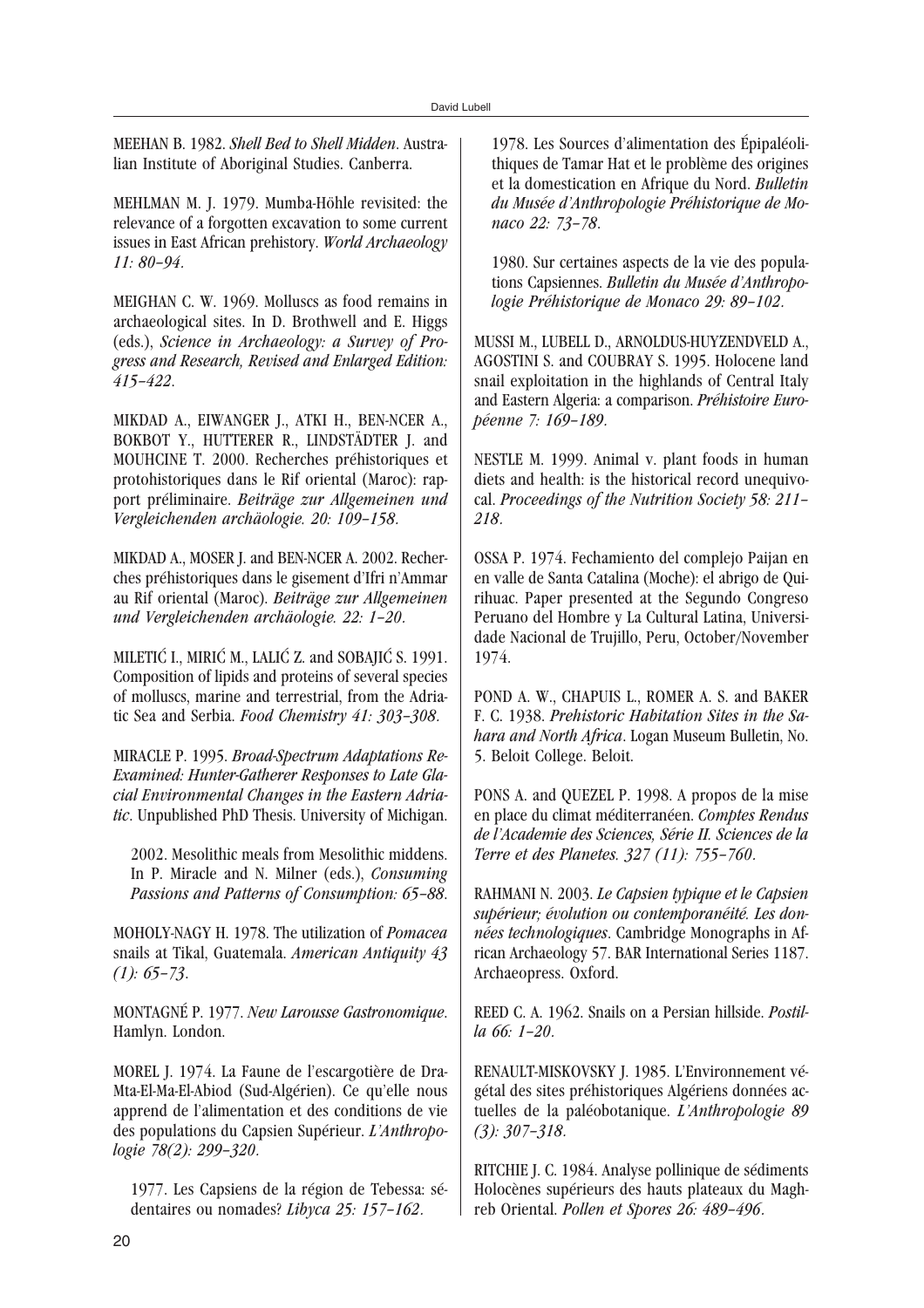MEEHAN B. 1982. *Shell Bed to Shell Midden*. Australian Institute of Aboriginal Studies. Canberra.

MEHLMAN M. J. 1979. Mumba-Höhle revisited: the relevance of a forgotten excavation to some current issues in East African prehistory. *World Archaeology 11: 80–94.*

MEIGHAN C. W. 1969. Molluscs as food remains in archaeological sites. In D. Brothwell and E. Higgs (eds.), *Science in Archaeology: a Survey of Progress and Research, Revised and Enlarged Edition: 415–422.*

MIKDAD A., EIWANGER J., ATKI H., BEN-NCER A., BOKBOT Y., HUTTERER R., LINDSTÄDTER J. and MOUHCINE T. 2000. Recherches préhistoriques et protohistoriques dans le Rif oriental (Maroc): rapport préliminaire. *Beiträge zur Allgemeinen und Vergleichenden archäologie. 20: 109–158.*

MIKDAD A., MOSER J. and BEN-NCER A. 2002. Recherches préhistoriques dans le gisement d'Ifri n'Ammar au Rif oriental (Maroc). *Beiträge zur Allgemeinen und Vergleichenden archäologie. 22: 1–20.*

MILETIĆ I., MIRIĆ M., LALIĆ Z. and SOBAJIĆ S. 1991. Composition of lipids and proteins of several species of molluscs, marine and terrestrial, from the Adriatic Sea and Serbia. *Food Chemistry 41: 303–308.*

MIRACLE P. 1995. *Broad-Spectrum Adaptations Re-Examined: Hunter-Gatherer Responses to Late Glacial Environmental Changes in the Eastern Adriatic*. Unpublished PhD Thesis. University of Michigan.

2002. Mesolithic meals from Mesolithic middens. In P. Miracle and N. Milner (eds.), *Consuming Passions and Patterns of Consumption: 65–88.*

MOHOLY-NAGY H. 1978. The utilization of *Pomacea* snails at Tikal, Guatemala. *American Antiquity 43 (1): 65–73.*

MONTAGNÉ P. 1977. *New Larousse Gastronomique*. Hamlyn. London.

MOREL J. 1974. La Faune de l'escargotière de Dra-Mta-El-Ma-El-Abiod (Sud-Algérien). Ce qu'elle nous apprend de l'alimentation et des conditions de vie des populations du Capsien Supérieur. *L'Anthropologie 78(2): 299–320.*

1977. Les Capsiens de la région de Tebessa: sédentaires ou nomades? *Libyca 25: 157–162.*

1978. Les Sources d'alimentation des Épipaléolithiques de Tamar Hat et le problème des origines et la domestication en Afrique du Nord. *Bulletin du Musée d'Anthropologie Préhistorique de Monaco 22: 73–78.*

1980. Sur certaines aspects de la vie des populations Capsiennes. *Bulletin du Musée d'Anthropologie Préhistorique de Monaco 29: 89–102.*

MUSSI M., LUBELL D., ARNOLDUS-HUYZENDVELD A., AGOSTINI S. and COUBRAY S. 1995. Holocene land snail exploitation in the highlands of Central Italy and Eastern Algeria: a comparison. *Préhistoire Européenne 7: 169–189.*

NESTLE M. 1999. Animal v. plant foods in human diets and health: is the historical record unequivocal. *Proceedings of the Nutrition Society 58: 211–218.*

OSSA P. 1974. Fechamiento del complejo Paijan en en valle de Santa Catalina (Moche): el abrigo de Quirihuac. Paper presented at the Segundo Congreso Peruano del Hombre y La Cultural Latina, Universidade Nacional de Trujillo, Peru, October/November 1974.

POND A. W., CHAPUIS L., ROMER A. S. and BAKER F. C. 1938. *Prehistoric Habitation Sites in the Sahara and North Africa*. Logan Museum Bulletin, No. 5. Beloit College. Beloit.

PONS A. and QUEZEL P. 1998. A propos de la mise en place du climat méditerranéen. *Comptes Rendus de l'Academie des Sciences, Série II. Sciences de la Terre et des Planetes. 327 (11): 755–760.*

RAHMANI N. 2003. *Le Capsien typique et le Capsien supérieur; évolution ou contemporanéité. Les données technologiques*. Cambridge Monographs in African Archaeology 57. BAR International Series 1187. Archaeopress. Oxford.

REED C. A. 1962. Snails on a Persian hillside. *Postilla 66: 1–20.*

RENAULT-MISKOVSKY J. 1985. L'Environnement végétal des sites préhistoriques Algériens données actuelles de la paléobotanique. *L'Anthropologie 89 (3): 307–318.*

RITCHIE J. C. 1984. Analyse pollinique de sédiments Holocènes supérieurs des hauts plateaux du Maghreb Oriental. *Pollen et Spores 26: 489–496.*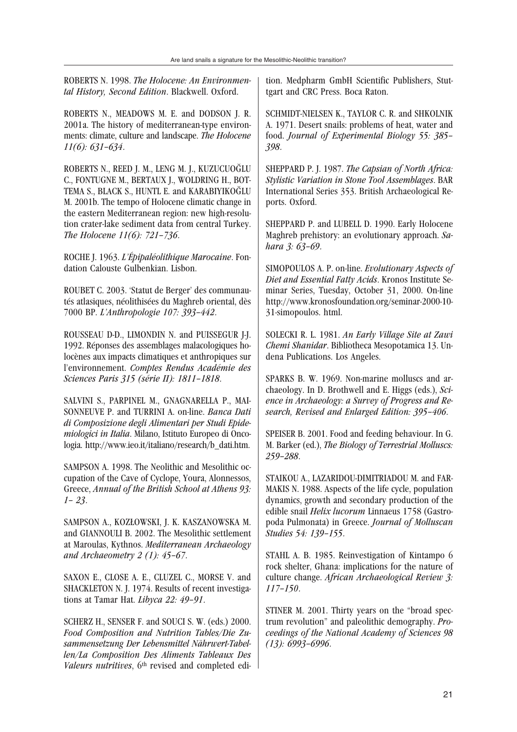ROBERTS N. 1998. *The Holocene: An Environmental History, Second Edition*. Blackwell. Oxford.

ROBERTS N., MEADOWS M. E. and DODSON J. R. 2001a. The history of mediterranean-type environments: climate, culture and landscape. *The Holocene 11(6): 631–634*.

ROBERTS N., REED J. M., LENG M. J., KUZUCUOĞLU C., FONTUGNE M., BERTAUX J., WOLDRING H., BOTTEMA S., BLACK S., HUNTL E. and KARABIYIKOĞLU M. 2001b. The tempo of Holocene climatic change in the eastern Mediterranean region: new high-resolution crater-lake sediment data from central Turkey. *The Holocene 11(6): 721–736*.

ROCHE J. 1963. *L'Épipaléolithique Marocaine*. Fondation Calouste Gulbenkian. Lisbon.

ROUBET C. 2003. 'Statut de Berger' des communautés atlasiques, néolithisées du Maghreb oriental, dès 7000 BP. *L'Anthropologie 107: 393–442*.

ROUSSEAU D-D., LIMONDIN N. and PUISSEGUR J-J. 1992. Réponses des assemblages malacologiques holocènes aux impacts climatiques et anthropiques sur l'environnement. *Comptes Rendus Académie des Sciences Paris 315 (série II): 1811–1818*.

SALVINI S., PARPINEL M., GNAGNARELLA P., MAISONNEUVE P. and TURRINI A. on-line. *Banca Dati di Composizione degli Alimentari per Studi Epidemiologici in Italia*. Milano, Istituto Europeo di Oncologia. http://www.ieo.it/italiano/research/b_dati.htm.

SAMPSON A. 1998. The Neolithic and Mesolithic occupation of the Cave of Cyclope, Youra, Alonnessos, Greece, *Annual of the British School at Athens 93: 1– 23*.

SAMPSON A., KOZŁOWSKI, J. K. KASZANOWSKA M. and GIANNOULI B. 2002. The Mesolithic settlement at Maroulas, Kythnos. *Mediterranean Archaeology and Archaeometry 2 (1): 45–67*.

SAXON E., CLOSE A. E., CLUZEL C., MORSE V. and SHACKLETON N. J. 1974. Results of recent investigations at Tamar Hat. *Libyca 22: 49–91*.

SCHERZ H., SENSER F. and SOUCI S. W. (eds.) 2000. *Food Composition and Nutrition Tables/Die Zusammensetzung Der Lebensmittel Nährwert-Tabellen/La Composition Des Aliments Tableaux Des Valeurs nutritives*, 6th revised and completed edition. Medpharm GmbH Scientific Publishers, Stuttgart and CRC Press. Boca Raton.

SCHMIDT-NIELSEN K., TAYLOR C. R. and SHKOLNIK A. 1971. Desert snails: problems of heat, water and food. *Journal of Experimental Biology 55: 385–398*.

SHEPPARD P. J. 1987. *The Capsian of North Africa: Stylistic Variation in Stone Tool Assemblages*. BAR International Series 353. British Archaeological Reports. Oxford.

SHEPPARD P. and LUBELL D. 1990. Early Holocene Maghreb prehistory: an evolutionary approach. *Sahara 3: 63–69*.

SIMOPOULOS A. P. on-line. *Evolutionary Aspects of Diet and Essential Fatty Acids*. Kronos Institute Seminar Series, Tuesday, October 31, 2000. On-line http://www.kronosfoundation.org/seminar-2000-10-31-simopoulos. html.

SOLECKI R. L. 1981. *An Early Village Site at Zawi Chemi Shanidar*. Bibliotheca Mesopotamica 13. Undena Publications. Los Angeles.

SPARKS B. W. 1969. Non-marine molluscs and archaeology. In D. Brothwell and E. Higgs (eds.), *Science in Archaeology: a Survey of Progress and Research, Revised and Enlarged Edition: 395–406*.

SPEISER B. 2001. Food and feeding behaviour. In G. M. Barker (ed.), *The Biology of Terrestrial Molluscs: 259–288*.

STAIKOU A., LAZARIDOU-DIMITRIADOU M. and FARMAKIS N. 1988. Aspects of the life cycle, population dynamics, growth and secondary production of the edible snail *Helix lucorum* Linnaeus 1758 (Gastropoda Pulmonata) in Greece. *Journal of Molluscan Studies 54: 139–155*.

STAHL A. B. 1985. Reinvestigation of Kintampo 6 rock shelter, Ghana: implications for the nature of culture change. *African Archaeological Review 3: 117–150*.

STINER M. 2001. Thirty years on the "broad spectrum revolution" and paleolithic demography. *Proceedings of the National Academy of Sciences 98 (13): 6993–6996*.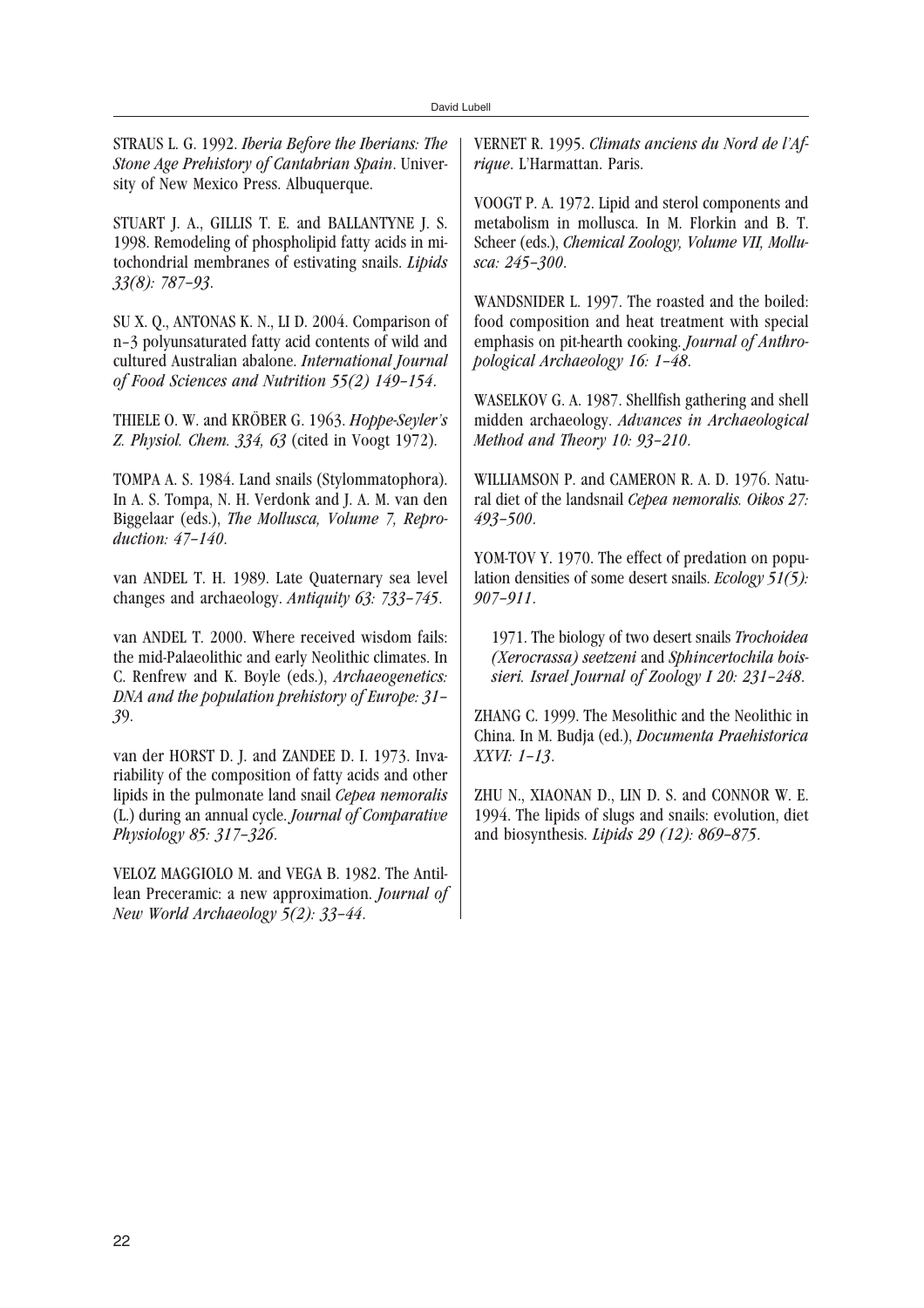STRAUS L. G. 1992. *Iberia Before the Iberians: The Stone Age Prehistory of Cantabrian Spain*. University of New Mexico Press. Albuquerque.

STUART J. A., GILLIS T. E. and BALLANTYNE J. S. 1998. Remodeling of phospholipid fatty acids in mitochondrial membranes of estivating snails. *Lipids 33(8): 787–93*.

SU X. Q., ANTONAS K. N., LI D. 2004. Comparison of n–3 polyunsaturated fatty acid contents of wild and cultured Australian abalone. *International Journal of Food Sciences and Nutrition 55(2) 149–154*.

THIELE O. W. and KRÖBER G. 1963. *Hoppe-Seyler's Z. Physiol. Chem. 334, 63* (cited in Voogt 1972).

TOMPA A. S. 1984. Land snails (Stylommatophora). In A. S. Tompa, N. H. Verdonk and J. A. M. van den Biggelaar (eds.), *The Mollusca, Volume 7, Reproduction: 47–140*.

van ANDEL T. H. 1989. Late Quaternary sea level changes and archaeology. *Antiquity 63: 733–745*.

van ANDEL T. 2000. Where received wisdom fails: the mid-Palaeolithic and early Neolithic climates. In C. Renfrew and K. Boyle (eds.), *Archaeogenetics: DNA and the population prehistory of Europe: 31–39*.

van der HORST D. J. and ZANDEE D. I. 1973. Invariability of the composition of fatty acids and other lipids in the pulmonate land snail *Cepea nemoralis* (L.) during an annual cycle. *Journal of Comparative Physiology 85: 317–326*.

VELOZ MAGGIOLO M. and VEGA B. 1982. The Antillean Preceramic: a new approximation. *Journal of New World Archaeology 5(2): 33–44*.

VERNET R. 1995. *Climats anciens du Nord de l'Afrique*. L'Harmattan. Paris.

VOOGT P. A. 1972. Lipid and sterol components and metabolism in mollusca. In M. Florkin and B. T. Scheer (eds.), *Chemical Zoology, Volume VII, Mollusca: 245–300*.

WANDSNIDER L. 1997. The roasted and the boiled: food composition and heat treatment with special emphasis on pit-hearth cooking. *Journal of Anthropological Archaeology 16: 1–48*.

WASELKOV G. A. 1987. Shellfish gathering and shell midden archaeology. *Advances in Archaeological Method and Theory 10: 93–210*.

WILLIAMSON P. and CAMERON R. A. D. 1976. Natural diet of the landsnail *Cepea nemoralis. Oikos 27: 493–500*.

YOM-TOV Y. 1970. The effect of predation on population densities of some desert snails. *Ecology 51(5): 907–911*.

1971. The biology of two desert snails *Trochoidea (Xerocrassa) seetzeni* and *Sphincertochila boissieri. Israel Journal of Zoology I 20: 231–248*.

ZHANG C. 1999. The Mesolithic and the Neolithic in China. In M. Budja (ed.), *Documenta Praehistorica XXVI: 1–13*.

ZHU N., XIAONAN D., LIN D. S. and CONNOR W. E. 1994. The lipids of slugs and snails: evolution, diet and biosynthesis. *Lipids 29 (12): 869–875*.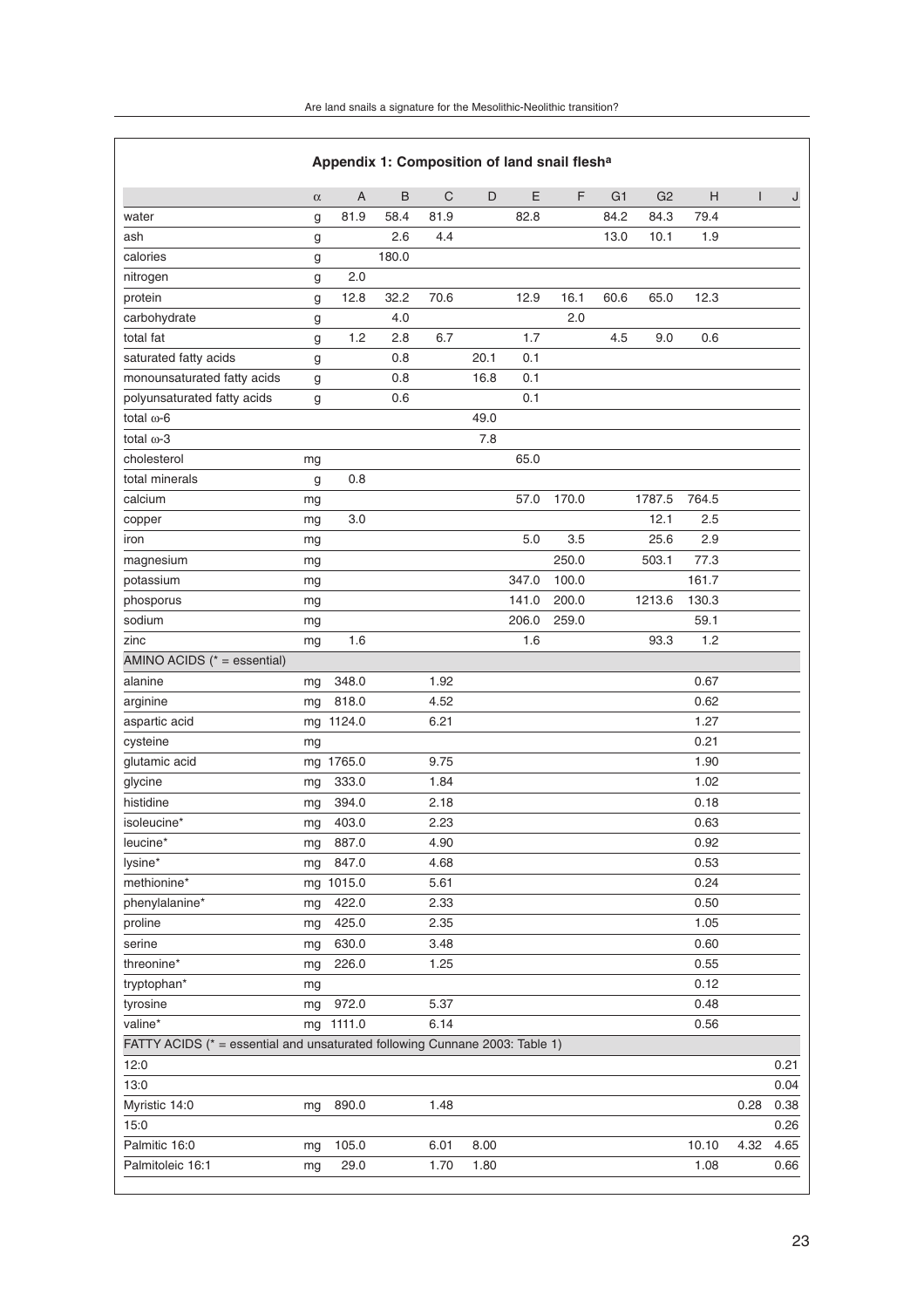## Appendix 1: Composition of land snail flesh[a]

| | α | A | B | C | D | E | F | G1 | G2 | H | I | J |
|---|---|---|---|---|---|---|---|---|---|---|---|---|
| water | g | 81.9 | 58.4 | 81.9 | | 82.8 | | 84.2 | 84.3 | 79.4 | | |
| ash | g | | 2.6 | 4.4 | | | | 13.0 | 10.1 | 1.9 | | |
| calories | g | | 180.0 | | | | | | | | | |
| nitrogen | g | 2.0 | | | | | | | | | | |
| protein | g | 12.8 | 32.2 | 70.6 | | 12.9 | 16.1 | 60.6 | 65.0 | 12.3 | | |
| carbohydrate | g | | 4.0 | | | | 2.0 | | | | | |
| total fat | g | 1.2 | 2.8 | 6.7 | | 1.7 | | 4.5 | 9.0 | 0.6 | | |
| saturated fatty acids | g | | 0.8 | | 20.1 | 0.1 | | | | | | |
| monounsaturated fatty acids | g | | 0.8 | | 16.8 | 0.1 | | | | | | |
| polyunsaturated fatty acids | g | | 0.6 | | | 0.1 | | | | | | |
| total ω-6 | | | | | 49.0 | | | | | | | |
| total ω-3 | | | | | 7.8 | | | | | | | |
| cholesterol | mg | | | | | 65.0 | | | | | | |
| total minerals | g | 0.8 | | | | | | | | | | |
| calcium | mg | | | | | 57.0 | 170.0 | | 1787.5 | 764.5 | | |
| copper | mg | 3.0 | | | | | | | 12.1 | 2.5 | | |
| iron | mg | | | | | 5.0 | 3.5 | | 25.6 | 2.9 | | |
| magnesium | mg | | | | | | 250.0 | | 503.1 | 77.3 | | |
| potassium | mg | | | | | 347.0 | 100.0 | | | 161.7 | | |
| phosporus | mg | | | | | 141.0 | 200.0 | | 1213.6 | 130.3 | | |
| sodium | mg | | | | | 206.0 | 259.0 | | | 59.1 | | |
| zinc | mg | 1.6 | | | | 1.6 | | | 93.3 | 1.2 | | |
| AMINO ACIDS (* = essential) | | | | | | | | | | | | |
| alanine | mg | 348.0 | | 1.92 | | | | | | 0.67 | | |
| arginine | mg | 818.0 | | 4.52 | | | | | | 0.62 | | |
| aspartic acid | mg | 1124.0 | | 6.21 | | | | | | 1.27 | | |
| cysteine | mg | | | | | | | | | 0.21 | | |
| glutamic acid | mg | 1765.0 | | 9.75 | | | | | | 1.90 | | |
| glycine | mg | 333.0 | | 1.84 | | | | | | 1.02 | | |
| histidine | mg | 394.0 | | 2.18 | | | | | | 0.18 | | |
| isoleucine* | mg | 403.0 | | 2.23 | | | | | | 0.63 | | |
| leucine* | mg | 887.0 | | 4.90 | | | | | | 0.92 | | |
| lysine* | mg | 847.0 | | 4.68 | | | | | | 0.53 | | |
| methionine* | mg | 1015.0 | | 5.61 | | | | | | 0.24 | | |
| phenylalanine* | mg | 422.0 | | 2.33 | | | | | | 0.50 | | |
| proline | mg | 425.0 | | 2.35 | | | | | | 1.05 | | |
| serine | mg | 630.0 | | 3.48 | | | | | | 0.60 | | |
| threonine* | mg | 226.0 | | 1.25 | | | | | | 0.55 | | |
| tryptophan* | mg | | | | | | | | | 0.12 | | |
| tyrosine | mg | 972.0 | | 5.37 | | | | | | 0.48 | | |
| valine* | mg | 1111.0 | | 6.14 | | | | | | 0.56 | | |
| FATTY ACIDS (* = essential and unsaturated following Cunnane 2003: Table 1) | | | | | | | | | | | | |
| 12:0 | | | | | | | | | | | | 0.21 |
| 13:0 | | | | | | | | | | | | 0.04 |
| Myristic 14:0 | mg | 890.0 | | 1.48 | | | | | | | 0.28 | 0.38 |
| 15:0 | | | | | | | | | | | | 0.26 |
| Palmitic 16:0 | mg | 105.0 | | 6.01 | 8.00 | | | | | 10.10 | 4.32 | 4.65 |
| Palmitoleic 16:1 | mg | 29.0 | | 1.70 | 1.80 | | | | | 1.08 | | 0.66 |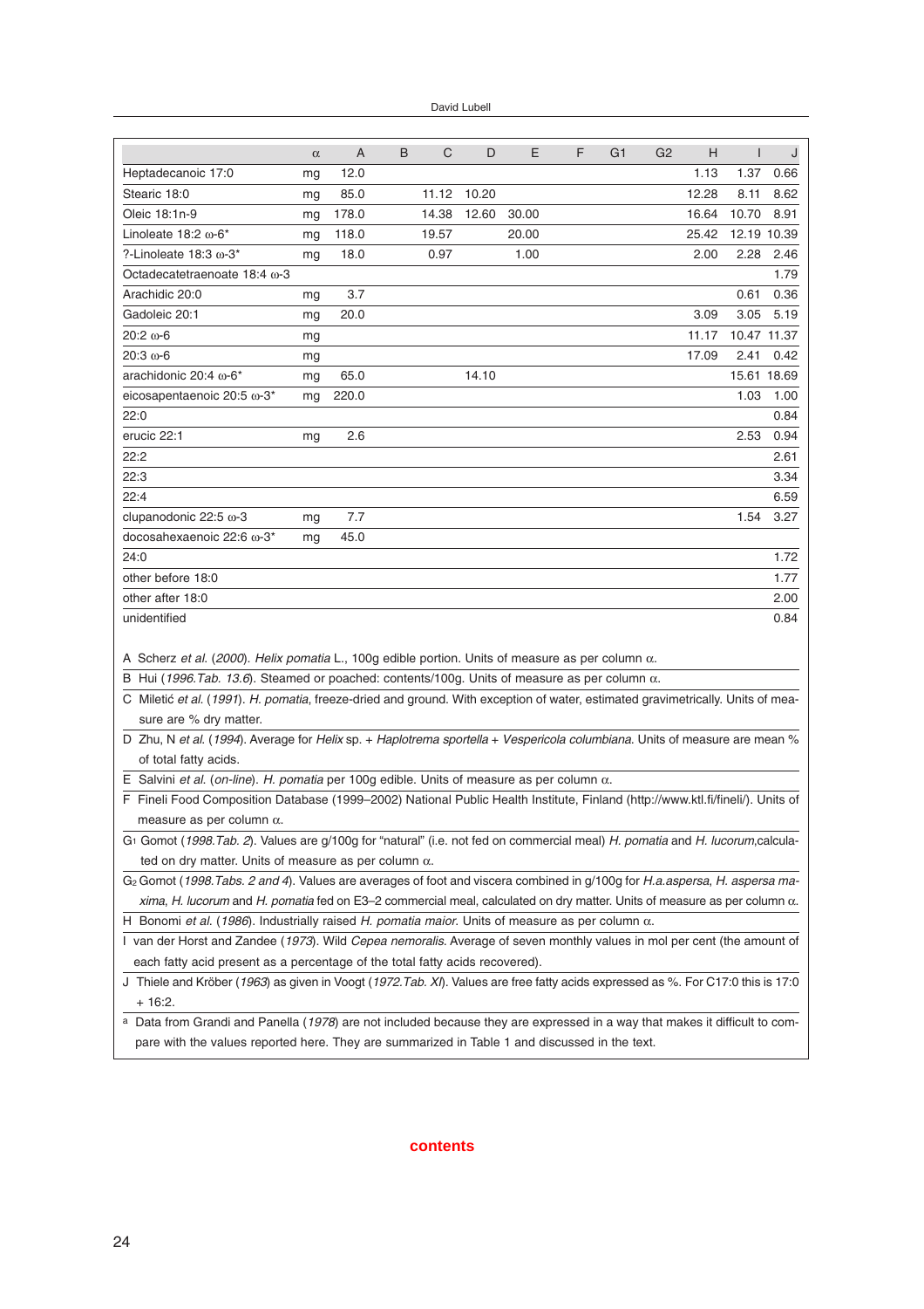| | α | A | B | C | D | E | F | G1 | G2 | H | I | J |
|---|---|---|---|---|---|---|---|---|---|---|---|---|
| Heptadecanoic 17:0 | mg | 12.0 | | | | | | | | 1.13 | 1.37 | 0.66 |
| Stearic 18:0 | mg | 85.0 | | 11.12 | 10.20 | | | | | 12.28 | 8.11 | 8.62 |
| Oleic 18:1n-9 | mg | 178.0 | | 14.38 | 12.60 | 30.00 | | | | 16.64 | 10.70 | 8.91 |
| Linoleate 18:2 ω-6* | mg | 118.0 | | 19.57 | | 20.00 | | | | 25.42 | 12.19 | 10.39 |
| ?-Linoleate 18:3 ω-3* | mg | 18.0 | | 0.97 | | 1.00 | | | | 2.00 | 2.28 | 2.46 |
| Octadecatetraenoate 18:4 ω-3 | | | | | | | | | | | | 1.79 |
| Arachidic 20:0 | mg | 3.7 | | | | | | | | | 0.61 | 0.36 |
| Gadoleic 20:1 | mg | 20.0 | | | | | | | | 3.09 | 3.05 | 5.19 |
| 20:2 ω-6 | mg | | | | | | | | | 11.17 | 10.47 | 11.37 |
| 20:3 ω-6 | mg | | | | | | | | | 17.09 | 2.41 | 0.42 |
| arachidonic 20:4 ω-6* | mg | 65.0 | | | 14.10 | | | | | | 15.61 | 18.69 |
| eicosapentaenoic 20:5 ω-3* | mg | 220.0 | | | | | | | | | 1.03 | 1.00 |
| 22:0 | | | | | | | | | | | | 0.84 |
| erucic 22:1 | mg | 2.6 | | | | | | | | | 2.53 | 0.94 |
| 22:2 | | | | | | | | | | | | 2.61 |
| 22:3 | | | | | | | | | | | | 3.34 |
| 22:4 | | | | | | | | | | | | 6.59 |
| clupanodonic 22:5 ω-3 | mg | 7.7 | | | | | | | | | 1.54 | 3.27 |
| docosahexaenoic 22:6 ω-3* | mg | 45.0 | | | | | | | | | | |
| 24:0 | | | | | | | | | | | | 1.72 |
| other before 18:0 | | | | | | | | | | | | 1.77 |
| other after 18:0 | | | | | | | | | | | | 2.00 |
| unidentified | | | | | | | | | | | | 0.84 |

A Scherz *et al.* (*2000*). *Helix pomatia* L., 100g edible portion. Units of measure as per column α.

B Hui (*1996.Tab. 13.6*). Steamed or poached: contents/100g. Units of measure as per column α.

C Miletić *et al.* (1991). *H. pomatia*, freeze-dried and ground. With exception of water, estimated gravimetrically. Units of measure are % dry matter.

D Zhu, N *et al.* (*1994*). Average for *Helix* sp. + *Haplotrema sportella* + *Vespericola columbiana*. Units of measure are mean % of total fatty acids.

E Salvini *et al.* (*on-line*). *H. pomatia* per 100g edible. Units of measure as per column α.

F Fineli Food Composition Database (1999–2002) National Public Health Institute, Finland (http://www.ktl.fi/fineli/). Units of measure as per column α.

G1 Gomot (*1998.Tab. 2*). Values are g/100g for "natural" (i.e. not fed on commercial meal) *H. pomatia* and *H. lucorum*,calculated on dry matter. Units of measure as per column α.

G2 Gomot (*1998.Tabs. 2 and 4*). Values are averages of foot and viscera combined in g/100g for *H.a.aspersa*, *H. aspersa maxima*, *H. lucorum* and *H. pomatia* fed on E3–2 commercial meal, calculated on dry matter. Units of measure as per column α.

H Bonomi *et al.* (*1986*). Industrially raised *H. pomatia maior.* Units of measure as per column α.

I van der Horst and Zandee (*1973*). Wild *Cepea nemoralis*. Average of seven monthly values in mol per cent (the amount of each fatty acid present as a percentage of the total fatty acids recovered).

J Thiele and Kröber (*1963*) as given in Voogt (*1972.Tab. XI*). Values are free fatty acids expressed as %. For C17:0 this is 17:0 + 16:2.

[a] Data from Grandi and Panella (*1978*) are not included because they are expressed in a way that makes it difficult to compare with the values reported here. They are summarized in Table 1 and discussed in the text.